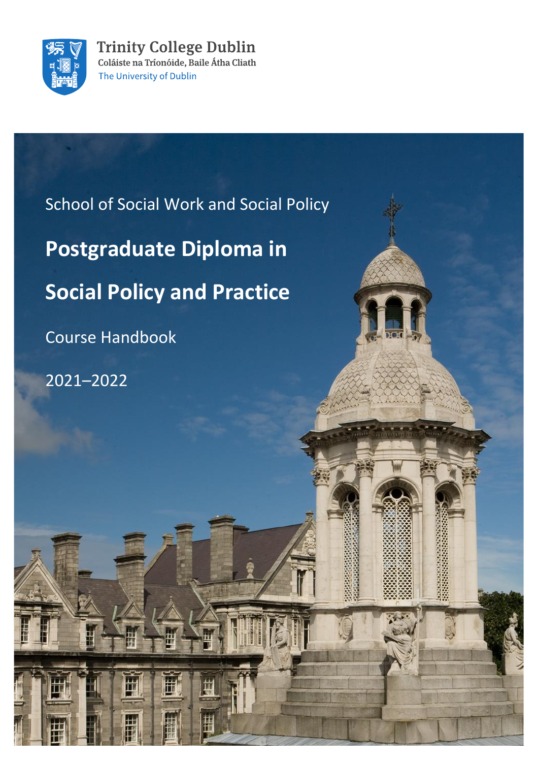Trinity College Dublin
Coláiste na Tríonóide, Baile Átha Cliath
The University of Dublin

School of Social Work and Social Policy

# Postgraduate Diploma in Social Policy and Practice

Course Handbook

2021–2022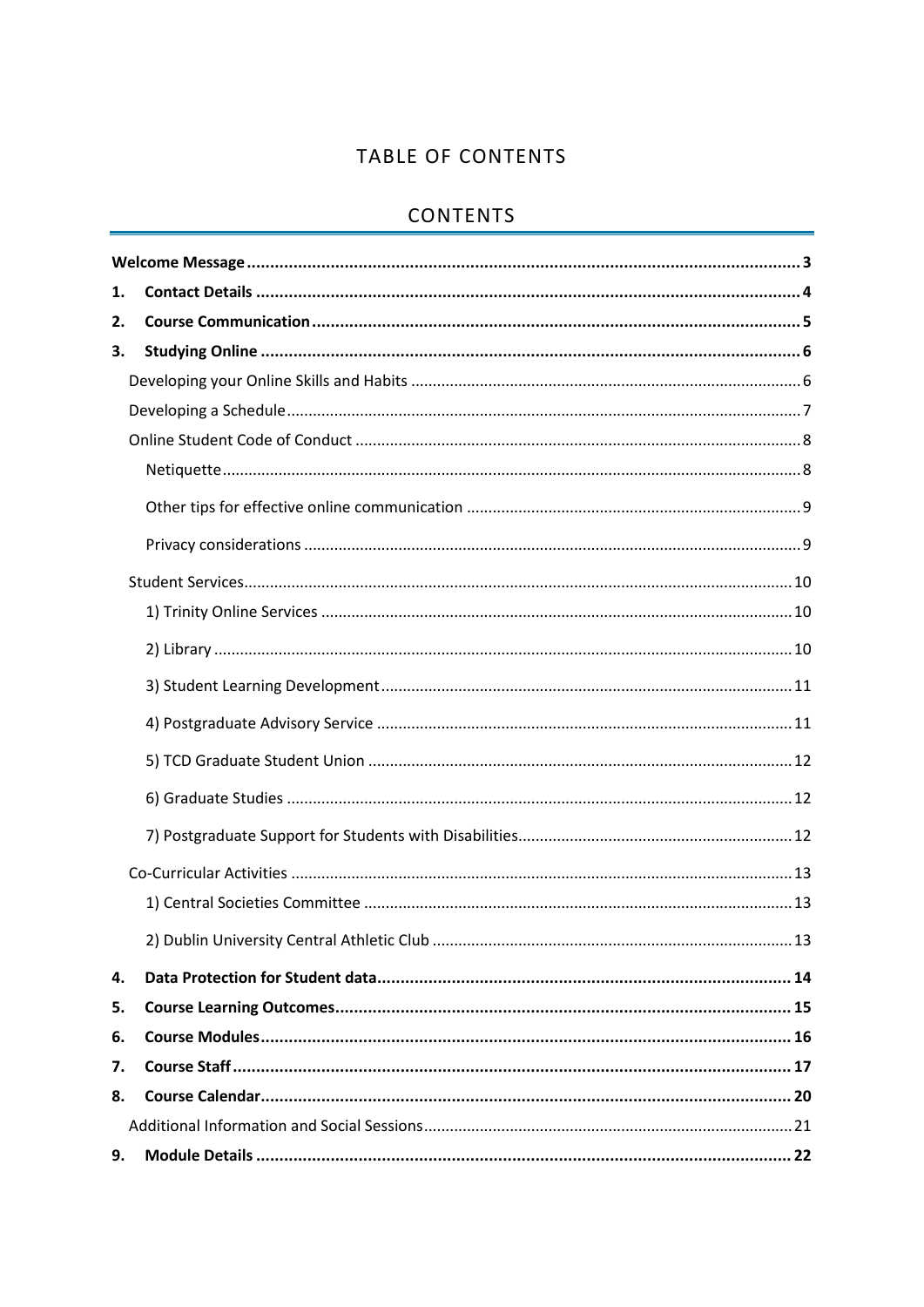# TABLE OF CONTENTS

## CONTENTS

**Welcome Message** ........ **3**

1. **Contact Details** ........ **4**
2. **Course Communication** ........ **5**
3. **Studying Online** ........ **6**
   - Developing your Online Skills and Habits ........ 6
   - Developing a Schedule ........ 7
   - Online Student Code of Conduct ........ 8
     - Netiquette ........ 8
     - Other tips for effective online communication ........ 9
     - Privacy considerations ........ 9
   - Student Services ........ 10
     - 1) Trinity Online Services ........ 10
     - 2) Library ........ 10
     - 3) Student Learning Development ........ 11
     - 4) Postgraduate Advisory Service ........ 11
     - 5) TCD Graduate Student Union ........ 12
     - 6) Graduate Studies ........ 12
     - 7) Postgraduate Support for Students with Disabilities ........ 12
   - Co-Curricular Activities ........ 13
     - 1) Central Societies Committee ........ 13
     - 2) Dublin University Central Athletic Club ........ 13
4. **Data Protection for Student data** ........ **14**
5. **Course Learning Outcomes** ........ **15**
6. **Course Modules** ........ **16**
7. **Course Staff** ........ **17**
8. **Course Calendar** ........ **20**
   - Additional Information and Social Sessions ........ 21
9. **Module Details** ........ **22**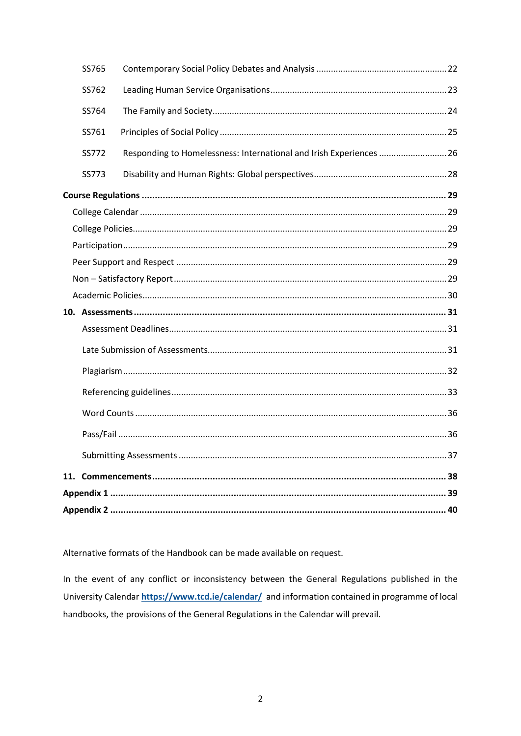SS765 Contemporary Social Policy Debates and Analysis ..................................................... 22

SS762 Leading Human Service Organisations ........................................................................ 23

SS764 The Family and Society ............................................................................................... 24

SS761 Principles of Social Policy ............................................................................................ 25

SS772 Responding to Homelessness: International and Irish Experiences ............................ 26

SS773 Disability and Human Rights: Global perspectives ...................................................... 28

**Course Regulations ..................................................................................................................... 29**

College Calendar ............................................................................................................................ 29

College Policies ............................................................................................................................... 29

Participation .................................................................................................................................... 29

Peer Support and Respect .............................................................................................................. 29

Non – Satisfactory Report ............................................................................................................... 29

Academic Policies ........................................................................................................................... 30

**10. Assessments ........................................................................................................................ 31**

Assessment Deadlines ................................................................................................................ 31

Late Submission of Assessments ................................................................................................ 31

Plagiarism ................................................................................................................................... 32

Referencing guidelines ............................................................................................................... 33

Word Counts ............................................................................................................................... 36

Pass/Fail ...................................................................................................................................... 36

Submitting Assessments ............................................................................................................. 37

**11. Commencements ................................................................................................................ 38**

**Appendix 1 ................................................................................................................................. 39**

**Appendix 2 ................................................................................................................................. 40**

Alternative formats of the Handbook can be made available on request.

In the event of any conflict or inconsistency between the General Regulations published in the University Calendar **https://www.tcd.ie/calendar/** and information contained in programme of local handbooks, the provisions of the General Regulations in the Calendar will prevail.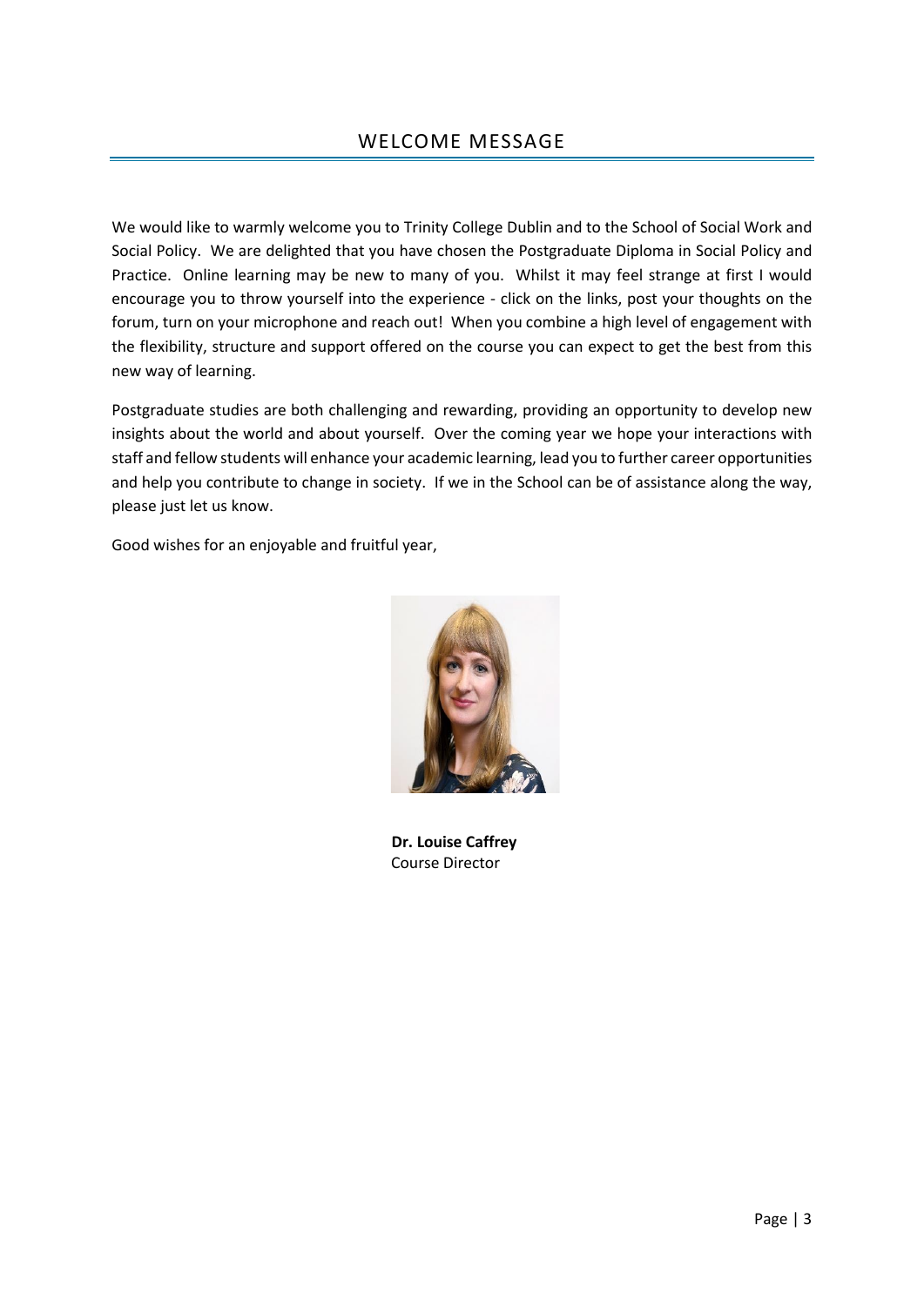## WELCOME MESSAGE

We would like to warmly welcome you to Trinity College Dublin and to the School of Social Work and Social Policy. We are delighted that you have chosen the Postgraduate Diploma in Social Policy and Practice. Online learning may be new to many of you. Whilst it may feel strange at first I would encourage you to throw yourself into the experience - click on the links, post your thoughts on the forum, turn on your microphone and reach out! When you combine a high level of engagement with the flexibility, structure and support offered on the course you can expect to get the best from this new way of learning.

Postgraduate studies are both challenging and rewarding, providing an opportunity to develop new insights about the world and about yourself. Over the coming year we hope your interactions with staff and fellow students will enhance your academic learning, lead you to further career opportunities and help you contribute to change in society. If we in the School can be of assistance along the way, please just let us know.

Good wishes for an enjoyable and fruitful year,

**Dr. Louise Caffrey**
Course Director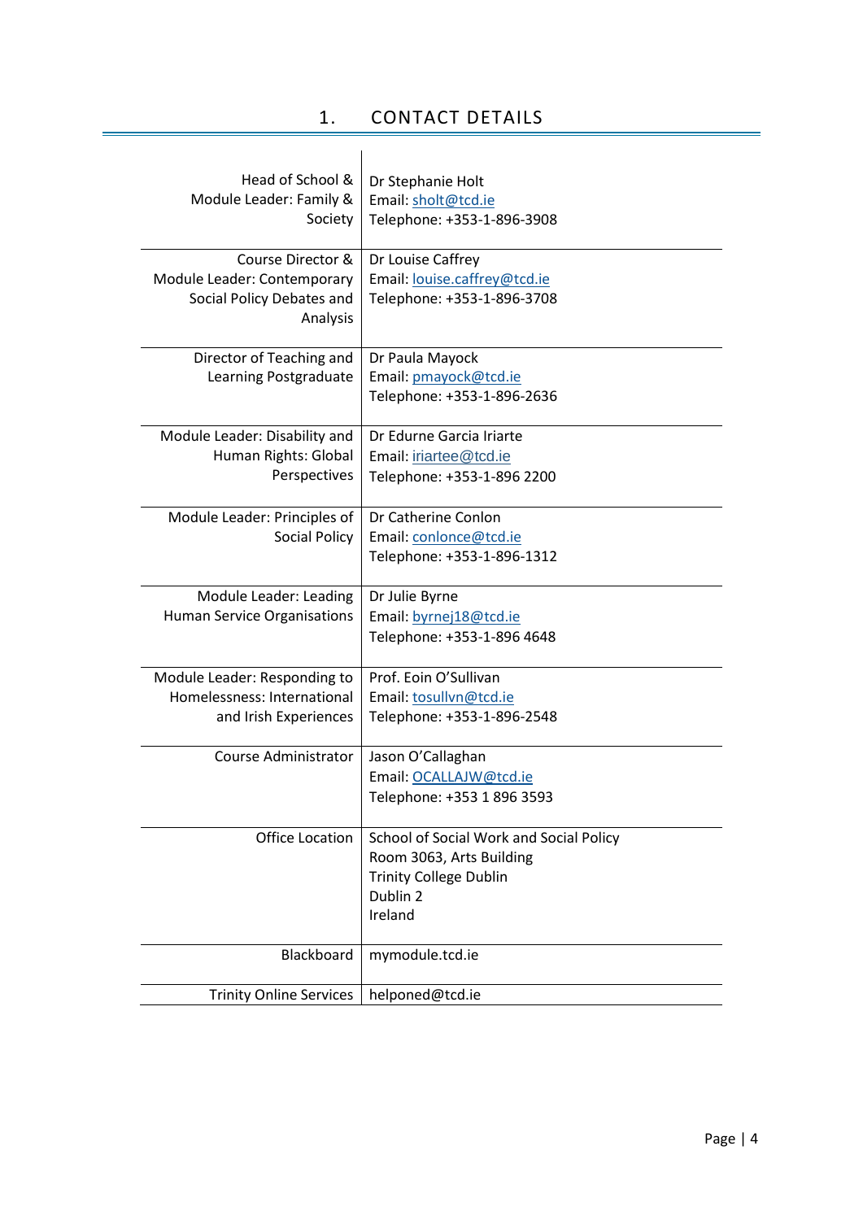# 1. CONTACT DETAILS

| | |
|---|---|
| Head of School & Module Leader: Family & Society | Dr Stephanie Holt<br>Email: sholt@tcd.ie<br>Telephone: +353-1-896-3908 |
| Course Director & Module Leader: Contemporary Social Policy Debates and Analysis | Dr Louise Caffrey<br>Email: louise.caffrey@tcd.ie<br>Telephone: +353-1-896-3708 |
| Director of Teaching and Learning Postgraduate | Dr Paula Mayock<br>Email: pmayock@tcd.ie<br>Telephone: +353-1-896-2636 |
| Module Leader: Disability and Human Rights: Global Perspectives | Dr Edurne Garcia Iriarte<br>Email: iriartee@tcd.ie<br>Telephone: +353-1-896 2200 |
| Module Leader: Principles of Social Policy | Dr Catherine Conlon<br>Email: conlonce@tcd.ie<br>Telephone: +353-1-896-1312 |
| Module Leader: Leading Human Service Organisations | Dr Julie Byrne<br>Email: byrnej18@tcd.ie<br>Telephone: +353-1-896 4648 |
| Module Leader: Responding to Homelessness: International and Irish Experiences | Prof. Eoin O'Sullivan<br>Email: tosullvn@tcd.ie<br>Telephone: +353-1-896-2548 |
| Course Administrator | Jason O'Callaghan<br>Email: OCALLAJW@tcd.ie<br>Telephone: +353 1 896 3593 |
| Office Location | School of Social Work and Social Policy<br>Room 3063, Arts Building<br>Trinity College Dublin<br>Dublin 2<br>Ireland |
| Blackboard | mymodule.tcd.ie |
| Trinity Online Services | helponed@tcd.ie |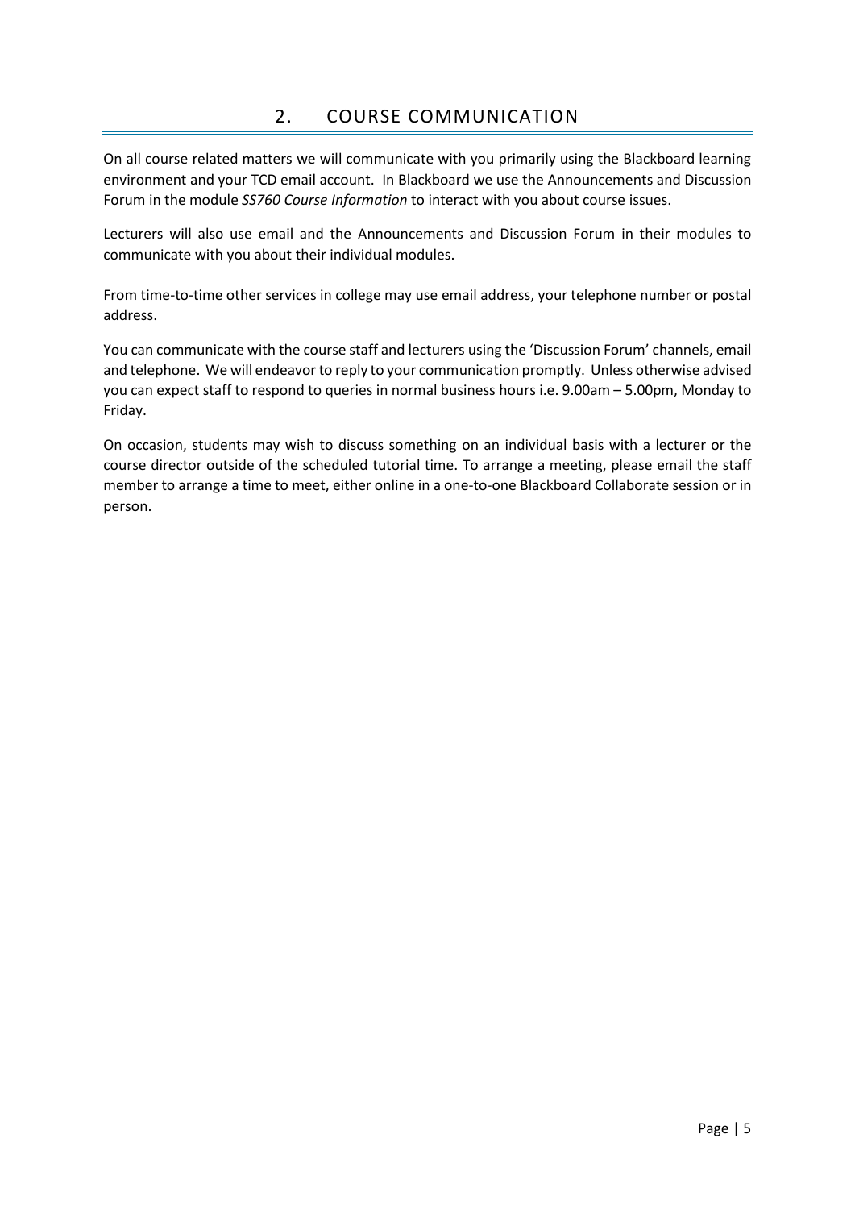## 2. COURSE COMMUNICATION

On all course related matters we will communicate with you primarily using the Blackboard learning environment and your TCD email account. In Blackboard we use the Announcements and Discussion Forum in the module *SS760 Course Information* to interact with you about course issues.

Lecturers will also use email and the Announcements and Discussion Forum in their modules to communicate with you about their individual modules.

From time-to-time other services in college may use email address, your telephone number or postal address.

You can communicate with the course staff and lecturers using the 'Discussion Forum' channels, email and telephone. We will endeavor to reply to your communication promptly. Unless otherwise advised you can expect staff to respond to queries in normal business hours i.e. 9.00am – 5.00pm, Monday to Friday.

On occasion, students may wish to discuss something on an individual basis with a lecturer or the course director outside of the scheduled tutorial time. To arrange a meeting, please email the staff member to arrange a time to meet, either online in a one-to-one Blackboard Collaborate session or in person.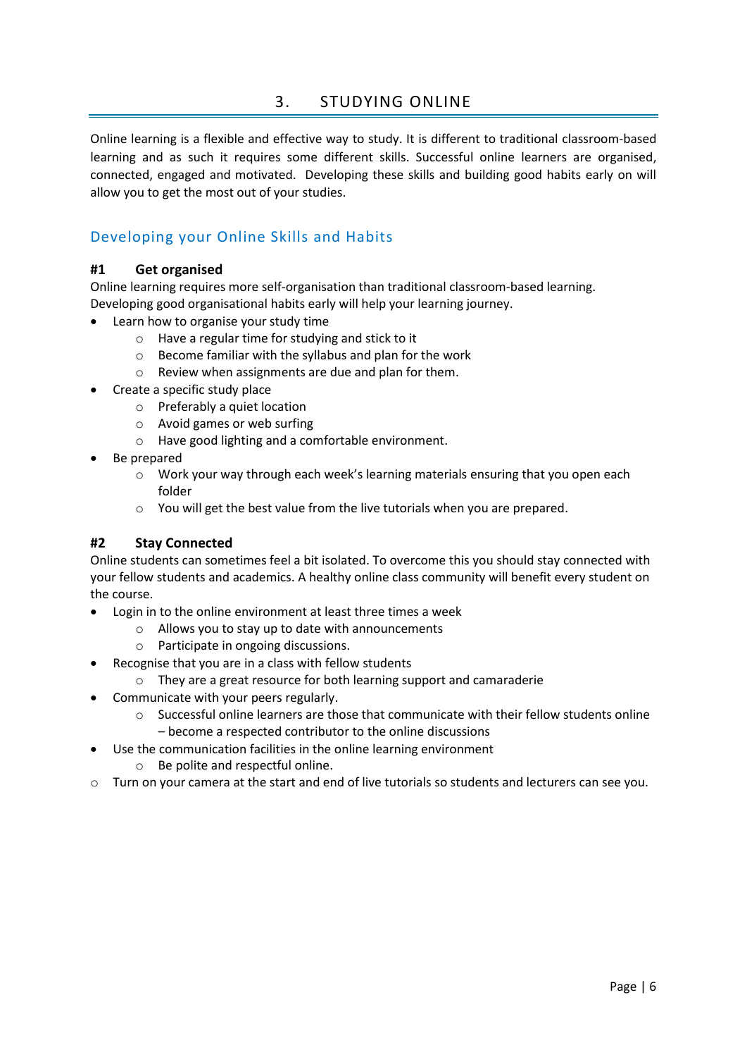# 3. STUDYING ONLINE

Online learning is a flexible and effective way to study. It is different to traditional classroom-based learning and as such it requires some different skills. Successful online learners are organised, connected, engaged and motivated. Developing these skills and building good habits early on will allow you to get the most out of your studies.

## Developing your Online Skills and Habits

### #1 Get organised

Online learning requires more self-organisation than traditional classroom-based learning. Developing good organisational habits early will help your learning journey.

- Learn how to organise your study time
  - Have a regular time for studying and stick to it
  - Become familiar with the syllabus and plan for the work
  - Review when assignments are due and plan for them.
- Create a specific study place
  - Preferably a quiet location
  - Avoid games or web surfing
  - Have good lighting and a comfortable environment.
- Be prepared
  - Work your way through each week's learning materials ensuring that you open each folder
  - You will get the best value from the live tutorials when you are prepared.

### #2 Stay Connected

Online students can sometimes feel a bit isolated. To overcome this you should stay connected with your fellow students and academics. A healthy online class community will benefit every student on the course.

- Login in to the online environment at least three times a week
  - Allows you to stay up to date with announcements
  - Participate in ongoing discussions.
- Recognise that you are in a class with fellow students
  - They are a great resource for both learning support and camaraderie
- Communicate with your peers regularly.
  - Successful online learners are those that communicate with their fellow students online – become a respected contributor to the online discussions
- Use the communication facilities in the online learning environment
  - Be polite and respectful online.
- Turn on your camera at the start and end of live tutorials so students and lecturers can see you.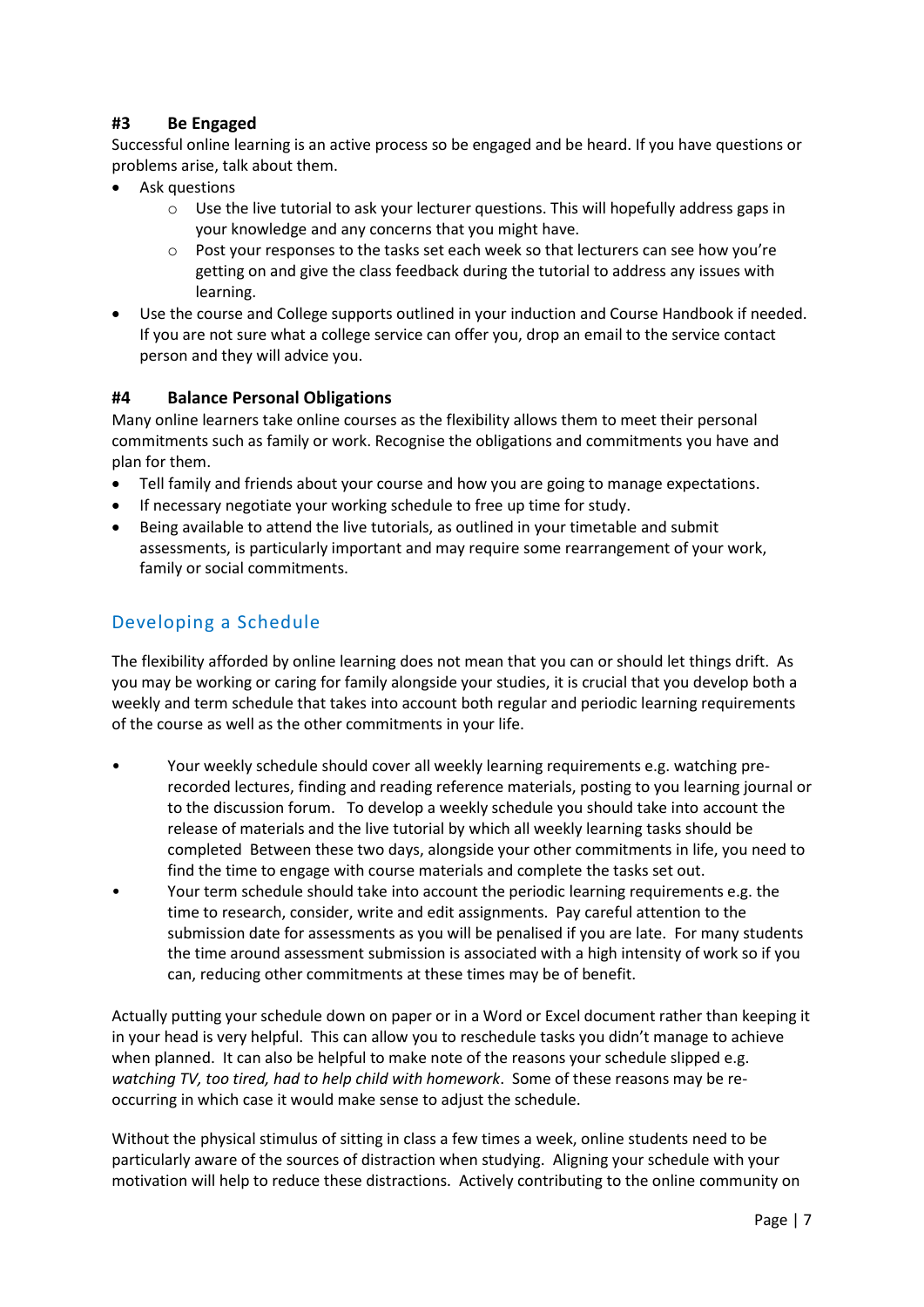### #3 Be Engaged

Successful online learning is an active process so be engaged and be heard. If you have questions or problems arise, talk about them.

- Ask questions
  - Use the live tutorial to ask your lecturer questions. This will hopefully address gaps in your knowledge and any concerns that you might have.
  - Post your responses to the tasks set each week so that lecturers can see how you're getting on and give the class feedback during the tutorial to address any issues with learning.
- Use the course and College supports outlined in your induction and Course Handbook if needed. If you are not sure what a college service can offer you, drop an email to the service contact person and they will advice you.

### #4 Balance Personal Obligations

Many online learners take online courses as the flexibility allows them to meet their personal commitments such as family or work. Recognise the obligations and commitments you have and plan for them.

- Tell family and friends about your course and how you are going to manage expectations.
- If necessary negotiate your working schedule to free up time for study.
- Being available to attend the live tutorials, as outlined in your timetable and submit assessments, is particularly important and may require some rearrangement of your work, family or social commitments.

## Developing a Schedule

The flexibility afforded by online learning does not mean that you can or should let things drift. As you may be working or caring for family alongside your studies, it is crucial that you develop both a weekly and term schedule that takes into account both regular and periodic learning requirements of the course as well as the other commitments in your life.

- Your weekly schedule should cover all weekly learning requirements e.g. watching pre-recorded lectures, finding and reading reference materials, posting to you learning journal or to the discussion forum. To develop a weekly schedule you should take into account the release of materials and the live tutorial by which all weekly learning tasks should be completed Between these two days, alongside your other commitments in life, you need to find the time to engage with course materials and complete the tasks set out.
- Your term schedule should take into account the periodic learning requirements e.g. the time to research, consider, write and edit assignments. Pay careful attention to the submission date for assessments as you will be penalised if you are late. For many students the time around assessment submission is associated with a high intensity of work so if you can, reducing other commitments at these times may be of benefit.

Actually putting your schedule down on paper or in a Word or Excel document rather than keeping it in your head is very helpful. This can allow you to reschedule tasks you didn't manage to achieve when planned. It can also be helpful to make note of the reasons your schedule slipped e.g. *watching TV, too tired, had to help child with homework*. Some of these reasons may be re-occurring in which case it would make sense to adjust the schedule.

Without the physical stimulus of sitting in class a few times a week, online students need to be particularly aware of the sources of distraction when studying. Aligning your schedule with your motivation will help to reduce these distractions. Actively contributing to the online community on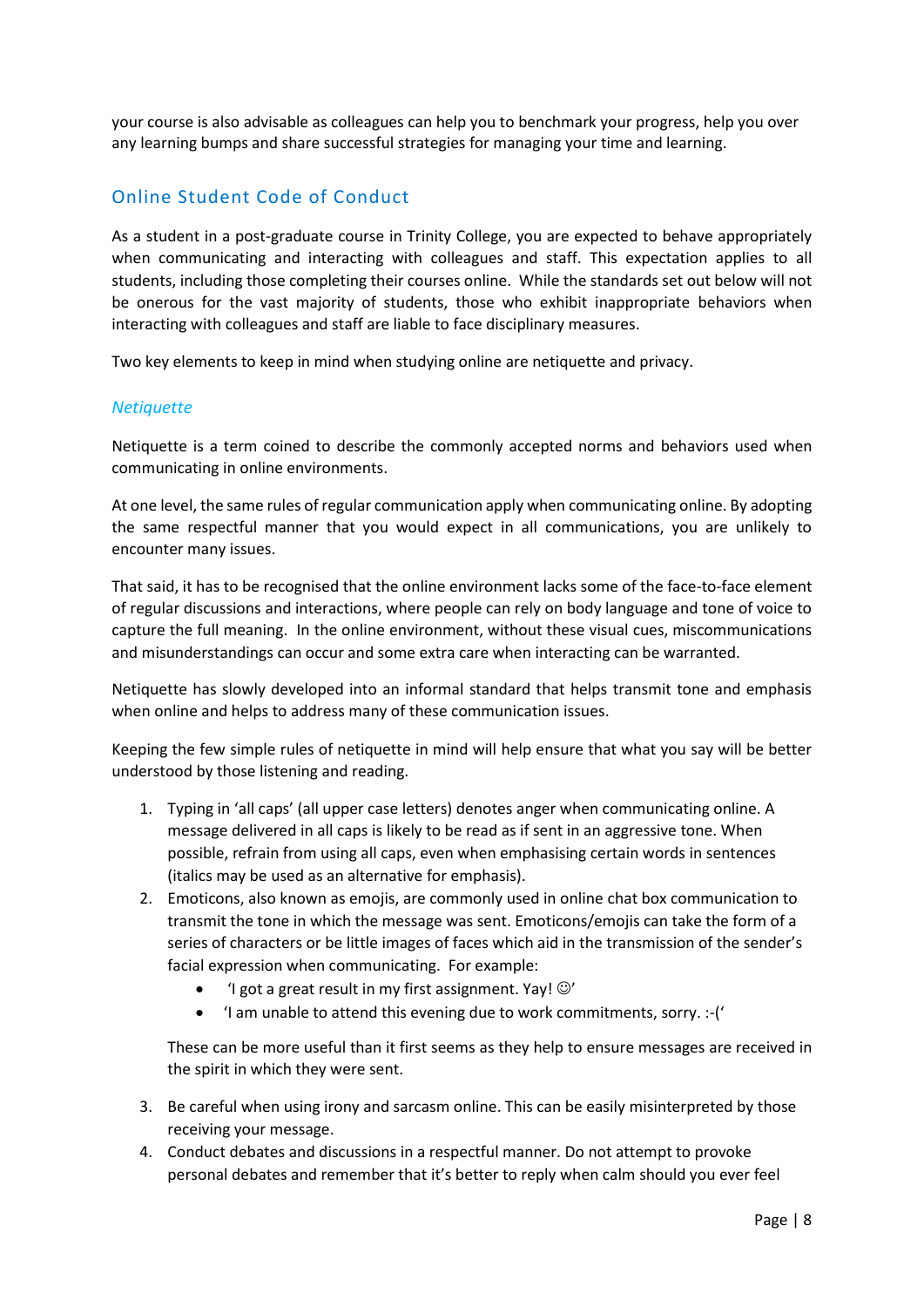your course is also advisable as colleagues can help you to benchmark your progress, help you over any learning bumps and share successful strategies for managing your time and learning.

## Online Student Code of Conduct

As a student in a post-graduate course in Trinity College, you are expected to behave appropriately when communicating and interacting with colleagues and staff. This expectation applies to all students, including those completing their courses online. While the standards set out below will not be onerous for the vast majority of students, those who exhibit inappropriate behaviors when interacting with colleagues and staff are liable to face disciplinary measures.

Two key elements to keep in mind when studying online are netiquette and privacy.

### *Netiquette*

Netiquette is a term coined to describe the commonly accepted norms and behaviors used when communicating in online environments.

At one level, the same rules of regular communication apply when communicating online. By adopting the same respectful manner that you would expect in all communications, you are unlikely to encounter many issues.

That said, it has to be recognised that the online environment lacks some of the face-to-face element of regular discussions and interactions, where people can rely on body language and tone of voice to capture the full meaning. In the online environment, without these visual cues, miscommunications and misunderstandings can occur and some extra care when interacting can be warranted.

Netiquette has slowly developed into an informal standard that helps transmit tone and emphasis when online and helps to address many of these communication issues.

Keeping the few simple rules of netiquette in mind will help ensure that what you say will be better understood by those listening and reading.

1. Typing in 'all caps' (all upper case letters) denotes anger when communicating online. A message delivered in all caps is likely to be read as if sent in an aggressive tone. When possible, refrain from using all caps, even when emphasising certain words in sentences (italics may be used as an alternative for emphasis).
2. Emoticons, also known as emojis, are commonly used in online chat box communication to transmit the tone in which the message was sent. Emoticons/emojis can take the form of a series of characters or be little images of faces which aid in the transmission of the sender's facial expression when communicating. For example:
   - 'I got a great result in my first assignment. Yay! ☺'
   - 'I am unable to attend this evening due to work commitments, sorry. :-('

   These can be more useful than it first seems as they help to ensure messages are received in the spirit in which they were sent.

3. Be careful when using irony and sarcasm online. This can be easily misinterpreted by those receiving your message.
4. Conduct debates and discussions in a respectful manner. Do not attempt to provoke personal debates and remember that it's better to reply when calm should you ever feel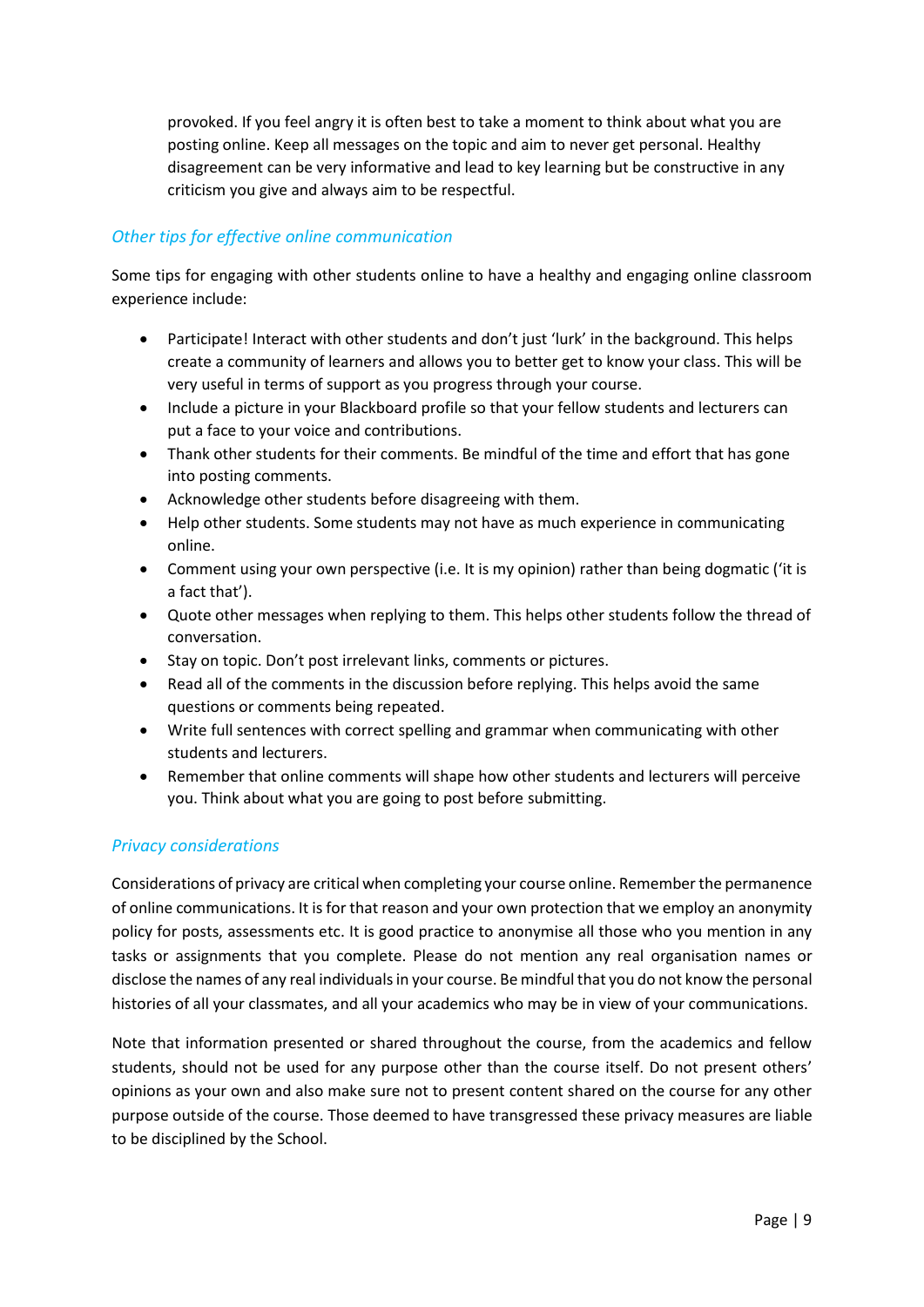provoked. If you feel angry it is often best to take a moment to think about what you are posting online. Keep all messages on the topic and aim to never get personal. Healthy disagreement can be very informative and lead to key learning but be constructive in any criticism you give and always aim to be respectful.

### *Other tips for effective online communication*

Some tips for engaging with other students online to have a healthy and engaging online classroom experience include:

- Participate! Interact with other students and don't just 'lurk' in the background. This helps create a community of learners and allows you to better get to know your class. This will be very useful in terms of support as you progress through your course.
- Include a picture in your Blackboard profile so that your fellow students and lecturers can put a face to your voice and contributions.
- Thank other students for their comments. Be mindful of the time and effort that has gone into posting comments.
- Acknowledge other students before disagreeing with them.
- Help other students. Some students may not have as much experience in communicating online.
- Comment using your own perspective (i.e. It is my opinion) rather than being dogmatic ('it is a fact that').
- Quote other messages when replying to them. This helps other students follow the thread of conversation.
- Stay on topic. Don't post irrelevant links, comments or pictures.
- Read all of the comments in the discussion before replying. This helps avoid the same questions or comments being repeated.
- Write full sentences with correct spelling and grammar when communicating with other students and lecturers.
- Remember that online comments will shape how other students and lecturers will perceive you. Think about what you are going to post before submitting.

### *Privacy considerations*

Considerations of privacy are critical when completing your course online. Remember the permanence of online communications. It is for that reason and your own protection that we employ an anonymity policy for posts, assessments etc. It is good practice to anonymise all those who you mention in any tasks or assignments that you complete. Please do not mention any real organisation names or disclose the names of any real individuals in your course. Be mindful that you do not know the personal histories of all your classmates, and all your academics who may be in view of your communications.

Note that information presented or shared throughout the course, from the academics and fellow students, should not be used for any purpose other than the course itself. Do not present others' opinions as your own and also make sure not to present content shared on the course for any other purpose outside of the course. Those deemed to have transgressed these privacy measures are liable to be disciplined by the School.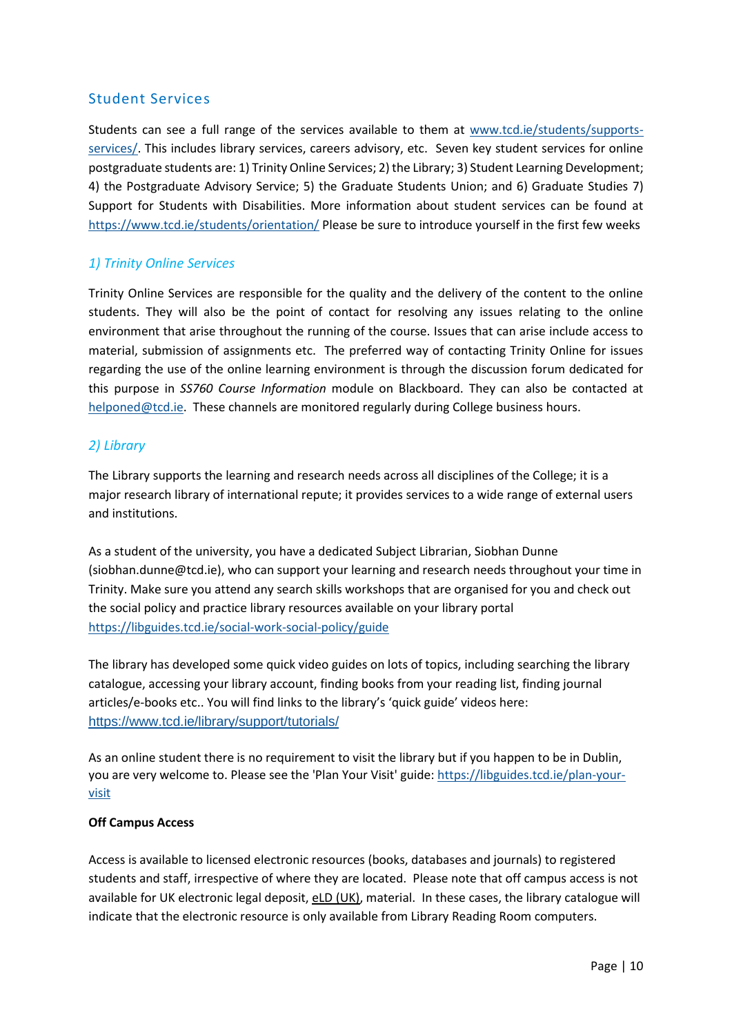## Student Services

Students can see a full range of the services available to them at [www.tcd.ie/students/supports-services/](www.tcd.ie/students/supports-services/). This includes library services, careers advisory, etc. Seven key student services for online postgraduate students are: 1) Trinity Online Services; 2) the Library; 3) Student Learning Development; 4) the Postgraduate Advisory Service; 5) the Graduate Students Union; and 6) Graduate Studies 7) Support for Students with Disabilities. More information about student services can be found at [https://www.tcd.ie/students/orientation/](https://www.tcd.ie/students/orientation/) Please be sure to introduce yourself in the first few weeks

### *1) Trinity Online Services*

Trinity Online Services are responsible for the quality and the delivery of the content to the online students. They will also be the point of contact for resolving any issues relating to the online environment that arise throughout the running of the course. Issues that can arise include access to material, submission of assignments etc. The preferred way of contacting Trinity Online for issues regarding the use of the online learning environment is through the discussion forum dedicated for this purpose in *SS760 Course Information* module on Blackboard. They can also be contacted at [helponed@tcd.ie](mailto:helponed@tcd.ie). These channels are monitored regularly during College business hours.

### *2) Library*

The Library supports the learning and research needs across all disciplines of the College; it is a major research library of international repute; it provides services to a wide range of external users and institutions.

As a student of the university, you have a dedicated Subject Librarian, Siobhan Dunne (siobhan.dunne@tcd.ie), who can support your learning and research needs throughout your time in Trinity. Make sure you attend any search skills workshops that are organised for you and check out the social policy and practice library resources available on your library portal [https://libguides.tcd.ie/social-work-social-policy/guide](https://libguides.tcd.ie/social-work-social-policy/guide)

The library has developed some quick video guides on lots of topics, including searching the library catalogue, accessing your library account, finding books from your reading list, finding journal articles/e-books etc.. You will find links to the library's 'quick guide' videos here: [https://www.tcd.ie/library/support/tutorials/](https://www.tcd.ie/library/support/tutorials/)

As an online student there is no requirement to visit the library but if you happen to be in Dublin, you are very welcome to. Please see the 'Plan Your Visit' guide: [https://libguides.tcd.ie/plan-your-visit](https://libguides.tcd.ie/plan-your-visit)

**Off Campus Access**

Access is available to licensed electronic resources (books, databases and journals) to registered students and staff, irrespective of where they are located. Please note that off campus access is not available for UK electronic legal deposit, eLD (UK), material. In these cases, the library catalogue will indicate that the electronic resource is only available from Library Reading Room computers.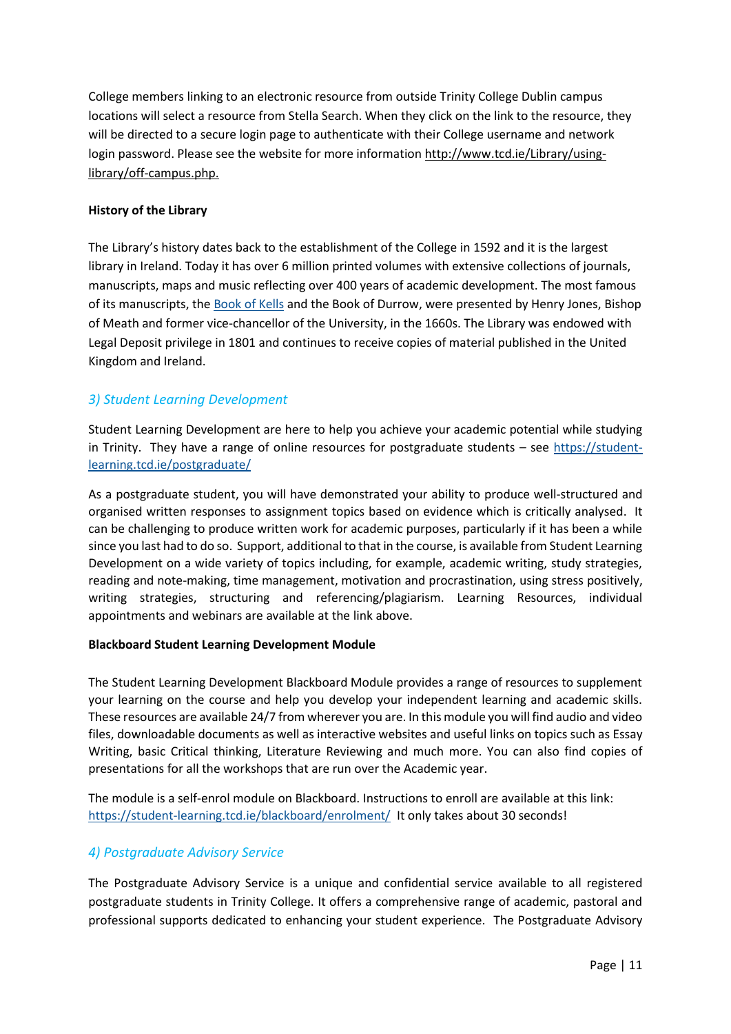College members linking to an electronic resource from outside Trinity College Dublin campus locations will select a resource from Stella Search. When they click on the link to the resource, they will be directed to a secure login page to authenticate with their College username and network login password. Please see the website for more information http://www.tcd.ie/Library/using-library/off-campus.php.

**History of the Library**

The Library's history dates back to the establishment of the College in 1592 and it is the largest library in Ireland. Today it has over 6 million printed volumes with extensive collections of journals, manuscripts, maps and music reflecting over 400 years of academic development. The most famous of its manuscripts, the Book of Kells and the Book of Durrow, were presented by Henry Jones, Bishop of Meath and former vice-chancellor of the University, in the 1660s. The Library was endowed with Legal Deposit privilege in 1801 and continues to receive copies of material published in the United Kingdom and Ireland.

### *3) Student Learning Development*

Student Learning Development are here to help you achieve your academic potential while studying in Trinity. They have a range of online resources for postgraduate students – see https://student-learning.tcd.ie/postgraduate/

As a postgraduate student, you will have demonstrated your ability to produce well-structured and organised written responses to assignment topics based on evidence which is critically analysed. It can be challenging to produce written work for academic purposes, particularly if it has been a while since you last had to do so. Support, additional to that in the course, is available from Student Learning Development on a wide variety of topics including, for example, academic writing, study strategies, reading and note-making, time management, motivation and procrastination, using stress positively, writing strategies, structuring and referencing/plagiarism. Learning Resources, individual appointments and webinars are available at the link above.

**Blackboard Student Learning Development Module**

The Student Learning Development Blackboard Module provides a range of resources to supplement your learning on the course and help you develop your independent learning and academic skills. These resources are available 24/7 from wherever you are. In this module you will find audio and video files, downloadable documents as well as interactive websites and useful links on topics such as Essay Writing, basic Critical thinking, Literature Reviewing and much more. You can also find copies of presentations for all the workshops that are run over the Academic year.

The module is a self-enrol module on Blackboard. Instructions to enroll are available at this link: https://student-learning.tcd.ie/blackboard/enrolment/ It only takes about 30 seconds!

### *4) Postgraduate Advisory Service*

The Postgraduate Advisory Service is a unique and confidential service available to all registered postgraduate students in Trinity College. It offers a comprehensive range of academic, pastoral and professional supports dedicated to enhancing your student experience. The Postgraduate Advisory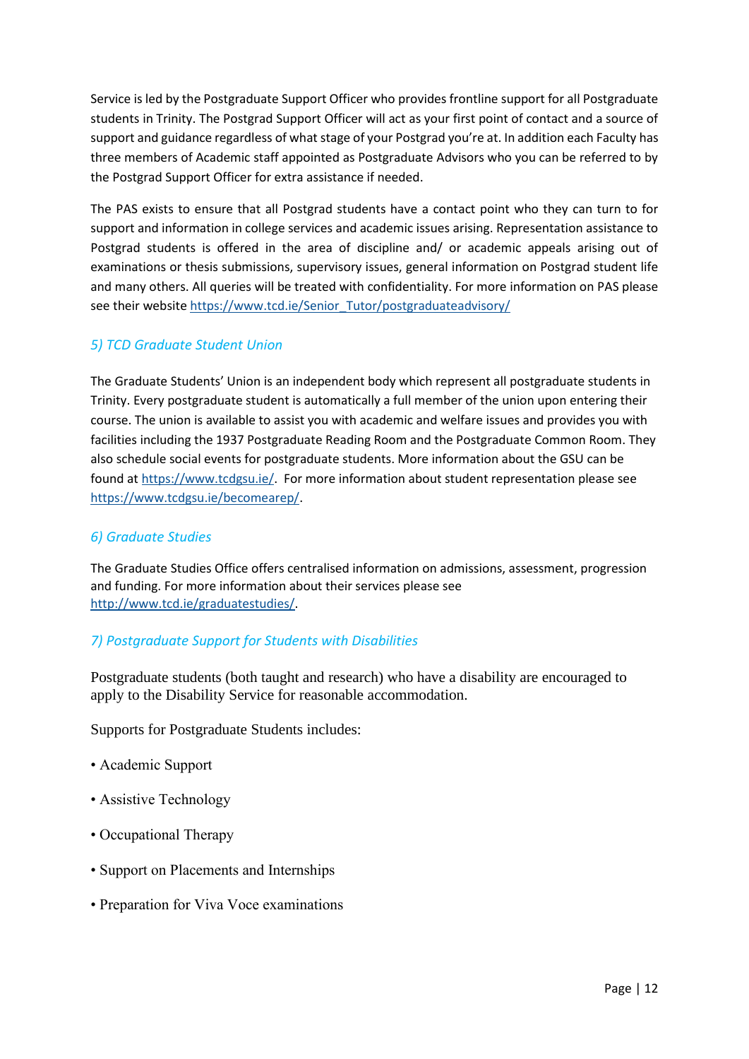Service is led by the Postgraduate Support Officer who provides frontline support for all Postgraduate students in Trinity. The Postgrad Support Officer will act as your first point of contact and a source of support and guidance regardless of what stage of your Postgrad you're at. In addition each Faculty has three members of Academic staff appointed as Postgraduate Advisors who you can be referred to by the Postgrad Support Officer for extra assistance if needed.

The PAS exists to ensure that all Postgrad students have a contact point who they can turn to for support and information in college services and academic issues arising. Representation assistance to Postgrad students is offered in the area of discipline and/ or academic appeals arising out of examinations or thesis submissions, supervisory issues, general information on Postgrad student life and many others. All queries will be treated with confidentiality. For more information on PAS please see their website https://www.tcd.ie/Senior_Tutor/postgraduateadvisory/

### *5) TCD Graduate Student Union*

The Graduate Students' Union is an independent body which represent all postgraduate students in Trinity. Every postgraduate student is automatically a full member of the union upon entering their course. The union is available to assist you with academic and welfare issues and provides you with facilities including the 1937 Postgraduate Reading Room and the Postgraduate Common Room. They also schedule social events for postgraduate students. More information about the GSU can be found at https://www.tcdgsu.ie/. For more information about student representation please see https://www.tcdgsu.ie/becomearep/.

### *6) Graduate Studies*

The Graduate Studies Office offers centralised information on admissions, assessment, progression and funding. For more information about their services please see http://www.tcd.ie/graduatestudies/.

### *7) Postgraduate Support for Students with Disabilities*

Postgraduate students (both taught and research) who have a disability are encouraged to apply to the Disability Service for reasonable accommodation.

Supports for Postgraduate Students includes:

- Academic Support
- Assistive Technology
- Occupational Therapy
- Support on Placements and Internships
- Preparation for Viva Voce examinations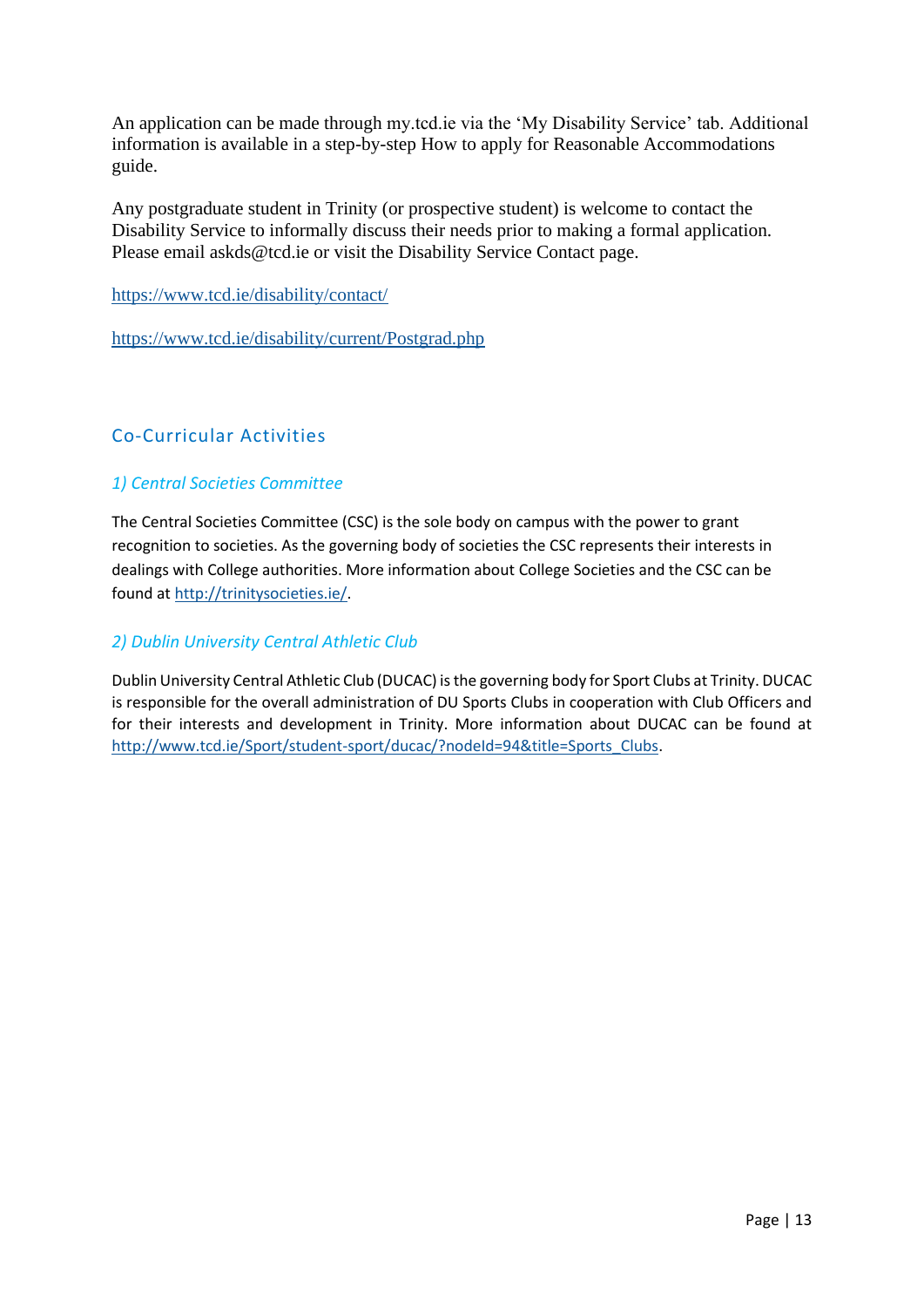An application can be made through my.tcd.ie via the 'My Disability Service' tab. Additional information is available in a step-by-step How to apply for Reasonable Accommodations guide.

Any postgraduate student in Trinity (or prospective student) is welcome to contact the Disability Service to informally discuss their needs prior to making a formal application. Please email askds@tcd.ie or visit the Disability Service Contact page.

https://www.tcd.ie/disability/contact/

https://www.tcd.ie/disability/current/Postgrad.php

## Co-Curricular Activities

### *1) Central Societies Committee*

The Central Societies Committee (CSC) is the sole body on campus with the power to grant recognition to societies. As the governing body of societies the CSC represents their interests in dealings with College authorities. More information about College Societies and the CSC can be found at http://trinitysocieties.ie/.

### *2) Dublin University Central Athletic Club*

Dublin University Central Athletic Club (DUCAC) is the governing body for Sport Clubs at Trinity. DUCAC is responsible for the overall administration of DU Sports Clubs in cooperation with Club Officers and for their interests and development in Trinity. More information about DUCAC can be found at http://www.tcd.ie/Sport/student-sport/ducac/?nodeId=94&title=Sports_Clubs.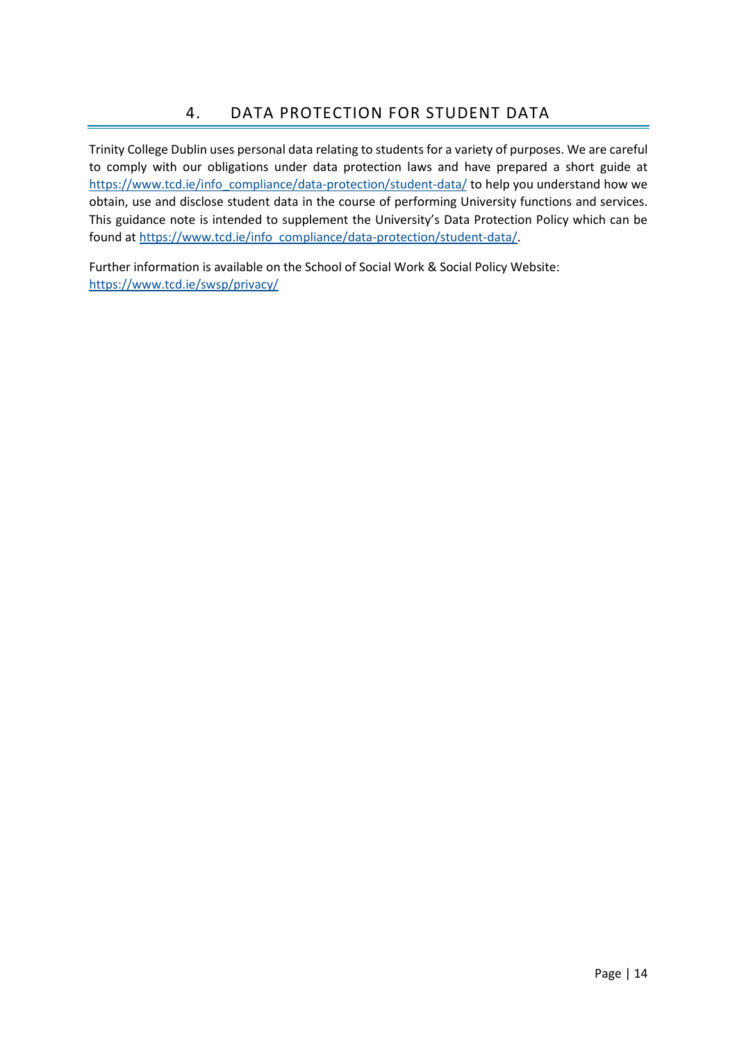# 4. DATA PROTECTION FOR STUDENT DATA

Trinity College Dublin uses personal data relating to students for a variety of purposes. We are careful to comply with our obligations under data protection laws and have prepared a short guide at https://www.tcd.ie/info_compliance/data-protection/student-data/ to help you understand how we obtain, use and disclose student data in the course of performing University functions and services. This guidance note is intended to supplement the University's Data Protection Policy which can be found at https://www.tcd.ie/info_compliance/data-protection/student-data/.

Further information is available on the School of Social Work & Social Policy Website:
https://www.tcd.ie/swsp/privacy/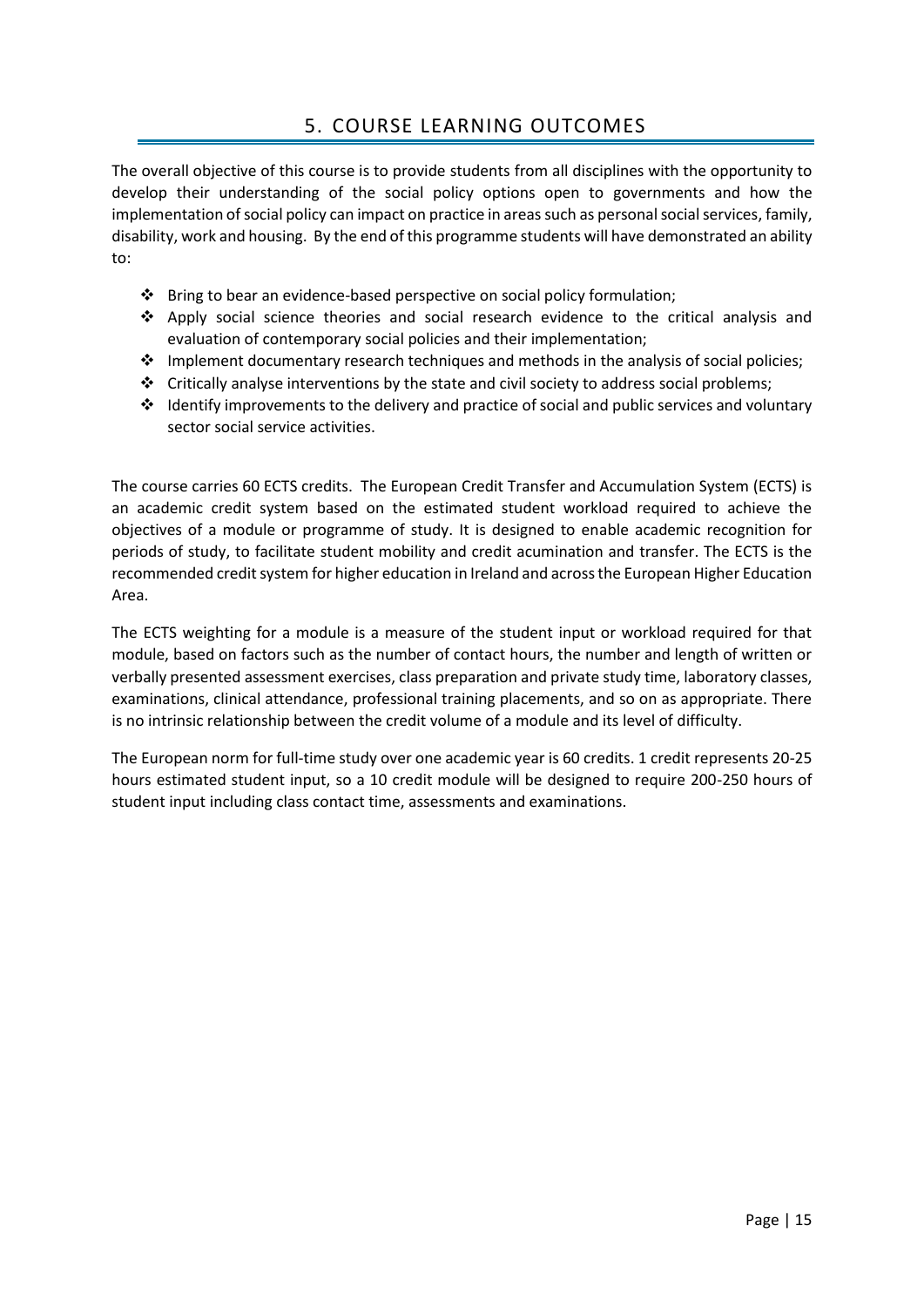## 5. COURSE LEARNING OUTCOMES

The overall objective of this course is to provide students from all disciplines with the opportunity to develop their understanding of the social policy options open to governments and how the implementation of social policy can impact on practice in areas such as personal social services, family, disability, work and housing. By the end of this programme students will have demonstrated an ability to:

- Bring to bear an evidence-based perspective on social policy formulation;
- Apply social science theories and social research evidence to the critical analysis and evaluation of contemporary social policies and their implementation;
- Implement documentary research techniques and methods in the analysis of social policies;
- Critically analyse interventions by the state and civil society to address social problems;
- Identify improvements to the delivery and practice of social and public services and voluntary sector social service activities.

The course carries 60 ECTS credits. The European Credit Transfer and Accumulation System (ECTS) is an academic credit system based on the estimated student workload required to achieve the objectives of a module or programme of study. It is designed to enable academic recognition for periods of study, to facilitate student mobility and credit acumination and transfer. The ECTS is the recommended credit system for higher education in Ireland and across the European Higher Education Area.

The ECTS weighting for a module is a measure of the student input or workload required for that module, based on factors such as the number of contact hours, the number and length of written or verbally presented assessment exercises, class preparation and private study time, laboratory classes, examinations, clinical attendance, professional training placements, and so on as appropriate. There is no intrinsic relationship between the credit volume of a module and its level of difficulty.

The European norm for full-time study over one academic year is 60 credits. 1 credit represents 20-25 hours estimated student input, so a 10 credit module will be designed to require 200-250 hours of student input including class contact time, assessments and examinations.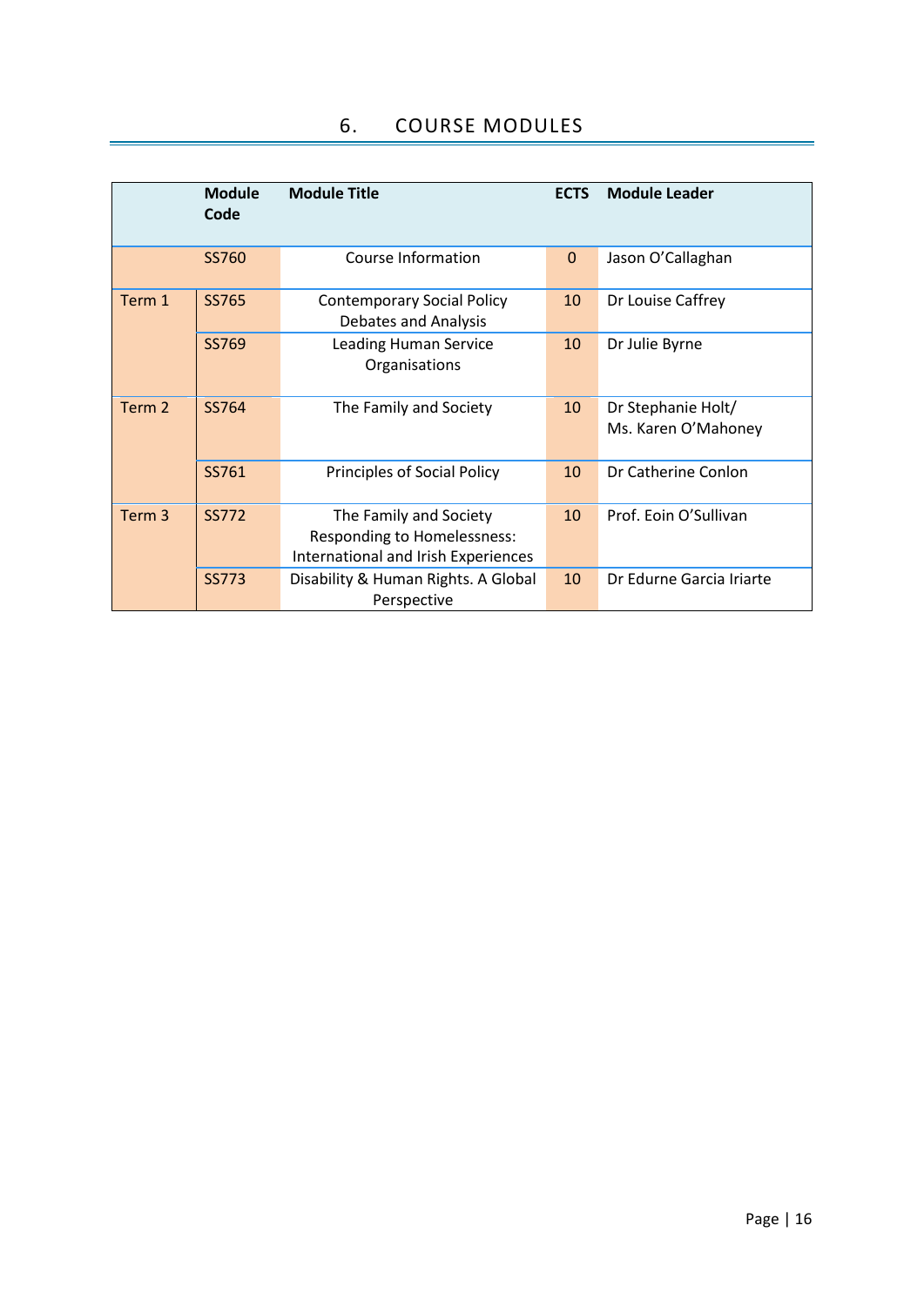## 6. COURSE MODULES

| | Module Code | Module Title | ECTS | Module Leader |
|---|---|---|---|---|
| | SS760 | Course Information | 0 | Jason O'Callaghan |
| Term 1 | SS765 | Contemporary Social Policy Debates and Analysis | 10 | Dr Louise Caffrey |
| | SS769 | Leading Human Service Organisations | 10 | Dr Julie Byrne |
| Term 2 | SS764 | The Family and Society | 10 | Dr Stephanie Holt/ Ms. Karen O'Mahoney |
| | SS761 | Principles of Social Policy | 10 | Dr Catherine Conlon |
| Term 3 | SS772 | The Family and Society Responding to Homelessness: International and Irish Experiences | 10 | Prof. Eoin O'Sullivan |
| | SS773 | Disability & Human Rights. A Global Perspective | 10 | Dr Edurne Garcia Iriarte |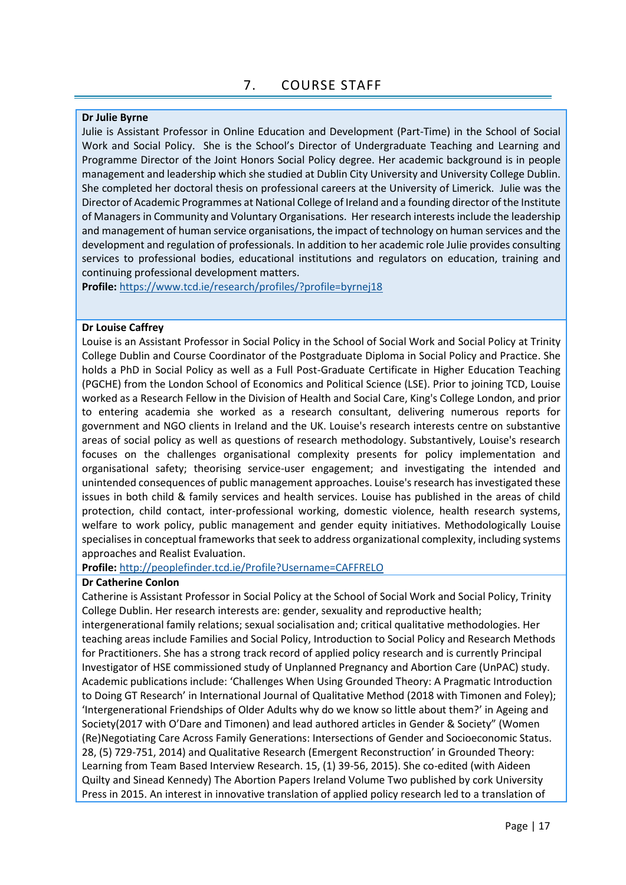## 7. COURSE STAFF

**Dr Julie Byrne**

Julie is Assistant Professor in Online Education and Development (Part-Time) in the School of Social Work and Social Policy. She is the School's Director of Undergraduate Teaching and Learning and Programme Director of the Joint Honors Social Policy degree. Her academic background is in people management and leadership which she studied at Dublin City University and University College Dublin. She completed her doctoral thesis on professional careers at the University of Limerick. Julie was the Director of Academic Programmes at National College of Ireland and a founding director of the Institute of Managers in Community and Voluntary Organisations. Her research interests include the leadership and management of human service organisations, the impact of technology on human services and the development and regulation of professionals. In addition to her academic role Julie provides consulting services to professional bodies, educational institutions and regulators on education, training and continuing professional development matters.

**Profile:** https://www.tcd.ie/research/profiles/?profile=byrnej18

**Dr Louise Caffrey**

Louise is an Assistant Professor in Social Policy in the School of Social Work and Social Policy at Trinity College Dublin and Course Coordinator of the Postgraduate Diploma in Social Policy and Practice. She holds a PhD in Social Policy as well as a Full Post-Graduate Certificate in Higher Education Teaching (PGCHE) from the London School of Economics and Political Science (LSE). Prior to joining TCD, Louise worked as a Research Fellow in the Division of Health and Social Care, King's College London, and prior to entering academia she worked as a research consultant, delivering numerous reports for government and NGO clients in Ireland and the UK. Louise's research interests centre on substantive areas of social policy as well as questions of research methodology. Substantively, Louise's research focuses on the challenges organisational complexity presents for policy implementation and organisational safety; theorising service-user engagement; and investigating the intended and unintended consequences of public management approaches. Louise's research has investigated these issues in both child & family services and health services. Louise has published in the areas of child protection, child contact, inter-professional working, domestic violence, health research systems, welfare to work policy, public management and gender equity initiatives. Methodologically Louise specialises in conceptual frameworks that seek to address organizational complexity, including systems approaches and Realist Evaluation.

**Profile:** http://peoplefinder.tcd.ie/Profile?Username=CAFFRELO

**Dr Catherine Conlon**

Catherine is Assistant Professor in Social Policy at the School of Social Work and Social Policy, Trinity College Dublin. Her research interests are: gender, sexuality and reproductive health; intergenerational family relations; sexual socialisation and; critical qualitative methodologies. Her teaching areas include Families and Social Policy, Introduction to Social Policy and Research Methods for Practitioners. She has a strong track record of applied policy research and is currently Principal Investigator of HSE commissioned study of Unplanned Pregnancy and Abortion Care (UnPAC) study. Academic publications include: 'Challenges When Using Grounded Theory: A Pragmatic Introduction to Doing GT Research' in International Journal of Qualitative Method (2018 with Timonen and Foley); 'Intergenerational Friendships of Older Adults why do we know so little about them?' in Ageing and Society(2017 with O'Dare and Timonen) and lead authored articles in Gender & Society" (Women (Re)Negotiating Care Across Family Generations: Intersections of Gender and Socioeconomic Status. 28, (5) 729-751, 2014) and Qualitative Research (Emergent Reconstruction' in Grounded Theory: Learning from Team Based Interview Research. 15, (1) 39-56, 2015). She co-edited (with Aideen Quilty and Sinead Kennedy) The Abortion Papers Ireland Volume Two published by cork University Press in 2015. An interest in innovative translation of applied policy research led to a translation of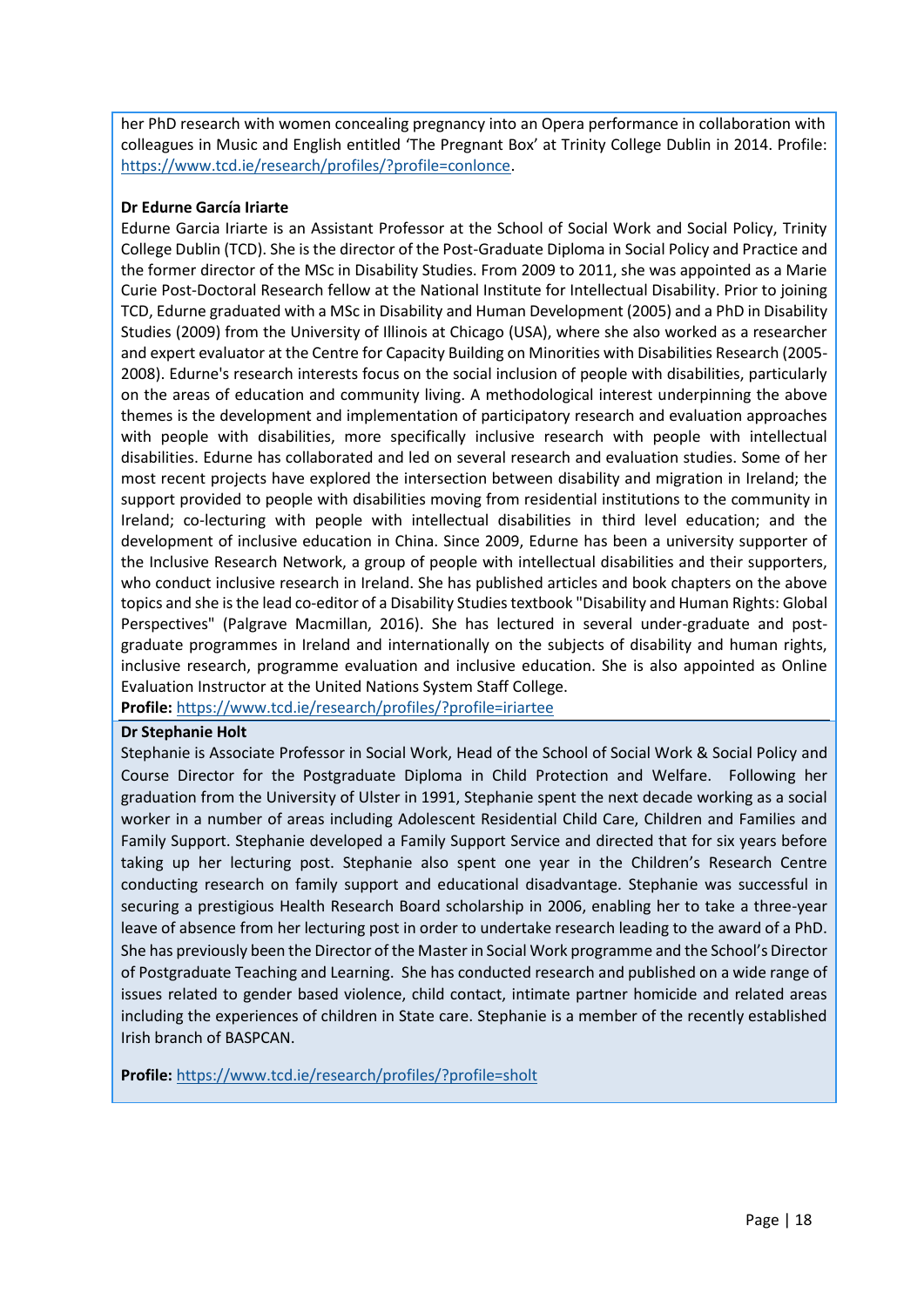her PhD research with women concealing pregnancy into an Opera performance in collaboration with colleagues in Music and English entitled 'The Pregnant Box' at Trinity College Dublin in 2014. Profile: https://www.tcd.ie/research/profiles/?profile=conlonce.

**Dr Edurne García Iriarte**

Edurne Garcia Iriarte is an Assistant Professor at the School of Social Work and Social Policy, Trinity College Dublin (TCD). She is the director of the Post-Graduate Diploma in Social Policy and Practice and the former director of the MSc in Disability Studies. From 2009 to 2011, she was appointed as a Marie Curie Post-Doctoral Research fellow at the National Institute for Intellectual Disability. Prior to joining TCD, Edurne graduated with a MSc in Disability and Human Development (2005) and a PhD in Disability Studies (2009) from the University of Illinois at Chicago (USA), where she also worked as a researcher and expert evaluator at the Centre for Capacity Building on Minorities with Disabilities Research (2005-2008). Edurne's research interests focus on the social inclusion of people with disabilities, particularly on the areas of education and community living. A methodological interest underpinning the above themes is the development and implementation of participatory research and evaluation approaches with people with disabilities, more specifically inclusive research with people with intellectual disabilities. Edurne has collaborated and led on several research and evaluation studies. Some of her most recent projects have explored the intersection between disability and migration in Ireland; the support provided to people with disabilities moving from residential institutions to the community in Ireland; co-lecturing with people with intellectual disabilities in third level education; and the development of inclusive education in China. Since 2009, Edurne has been a university supporter of the Inclusive Research Network, a group of people with intellectual disabilities and their supporters, who conduct inclusive research in Ireland. She has published articles and book chapters on the above topics and she is the lead co-editor of a Disability Studies textbook "Disability and Human Rights: Global Perspectives" (Palgrave Macmillan, 2016). She has lectured in several under-graduate and post-graduate programmes in Ireland and internationally on the subjects of disability and human rights, inclusive research, programme evaluation and inclusive education. She is also appointed as Online Evaluation Instructor at the United Nations System Staff College.

**Profile:** https://www.tcd.ie/research/profiles/?profile=iriartee

**Dr Stephanie Holt**

Stephanie is Associate Professor in Social Work, Head of the School of Social Work & Social Policy and Course Director for the Postgraduate Diploma in Child Protection and Welfare. Following her graduation from the University of Ulster in 1991, Stephanie spent the next decade working as a social worker in a number of areas including Adolescent Residential Child Care, Children and Families and Family Support. Stephanie developed a Family Support Service and directed that for six years before taking up her lecturing post. Stephanie also spent one year in the Children's Research Centre conducting research on family support and educational disadvantage. Stephanie was successful in securing a prestigious Health Research Board scholarship in 2006, enabling her to take a three-year leave of absence from her lecturing post in order to undertake research leading to the award of a PhD. She has previously been the Director of the Master in Social Work programme and the School's Director of Postgraduate Teaching and Learning. She has conducted research and published on a wide range of issues related to gender based violence, child contact, intimate partner homicide and related areas including the experiences of children in State care. Stephanie is a member of the recently established Irish branch of BASPCAN.

**Profile:** https://www.tcd.ie/research/profiles/?profile=sholt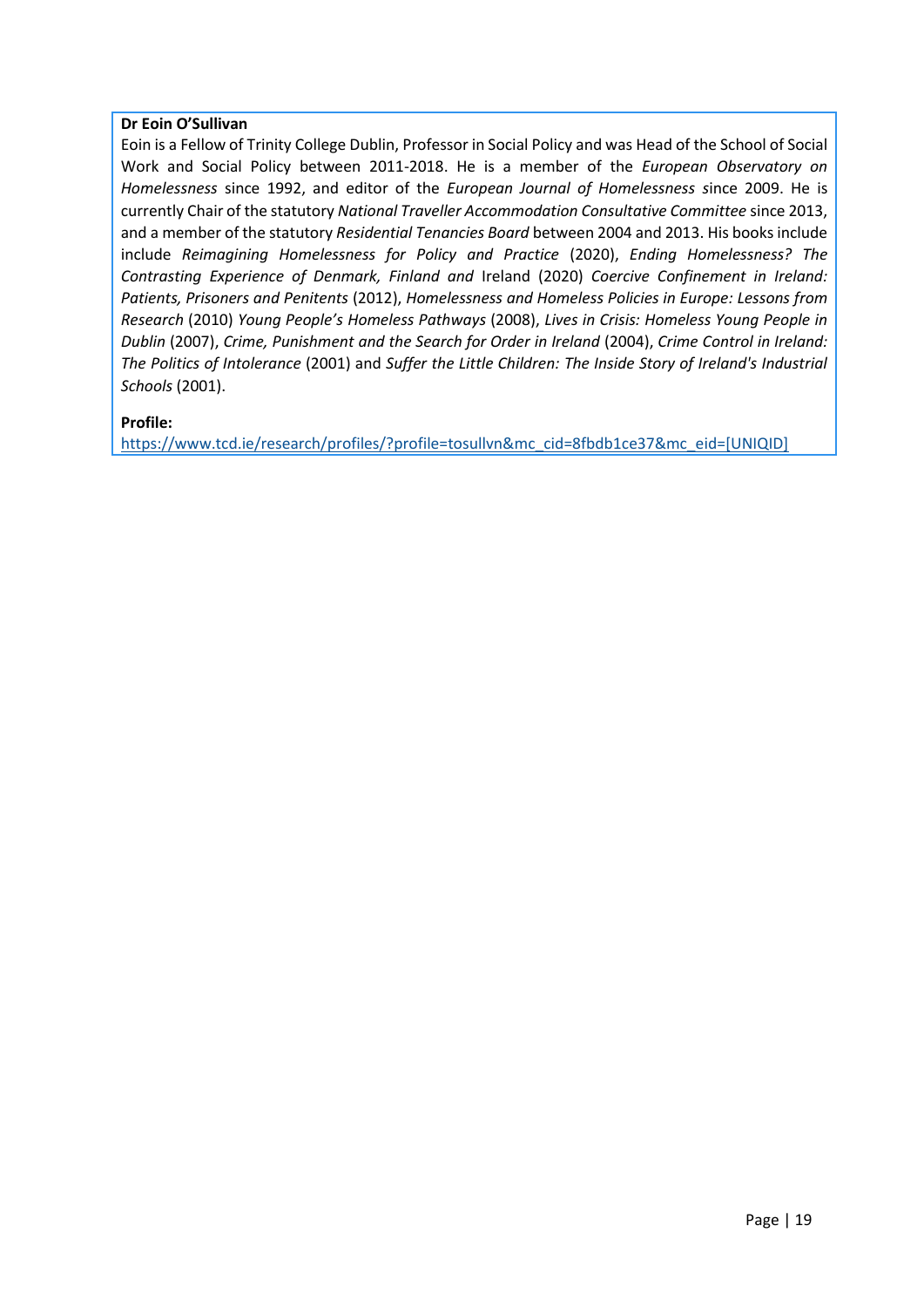**Dr Eoin O'Sullivan**

Eoin is a Fellow of Trinity College Dublin, Professor in Social Policy and was Head of the School of Social Work and Social Policy between 2011-2018. He is a member of the *European Observatory on Homelessness* since 1992, and editor of the *European Journal of Homelessness* since 2009. He is currently Chair of the statutory *National Traveller Accommodation Consultative Committee* since 2013, and a member of the statutory *Residential Tenancies Board* between 2004 and 2013. His books include include *Reimagining Homelessness for Policy and Practice* (2020), *Ending Homelessness? The Contrasting Experience of Denmark, Finland and* Ireland (2020) *Coercive Confinement in Ireland: Patients, Prisoners and Penitents* (2012), *Homelessness and Homeless Policies in Europe: Lessons from Research* (2010) *Young People's Homeless Pathways* (2008), *Lives in Crisis: Homeless Young People in Dublin* (2007), *Crime, Punishment and the Search for Order in Ireland* (2004), *Crime Control in Ireland: The Politics of Intolerance* (2001) and *Suffer the Little Children: The Inside Story of Ireland's Industrial Schools* (2001).

**Profile:**

https://www.tcd.ie/research/profiles/?profile=tosullvn&mc_cid=8fbdb1ce37&mc_eid=[UNIQID]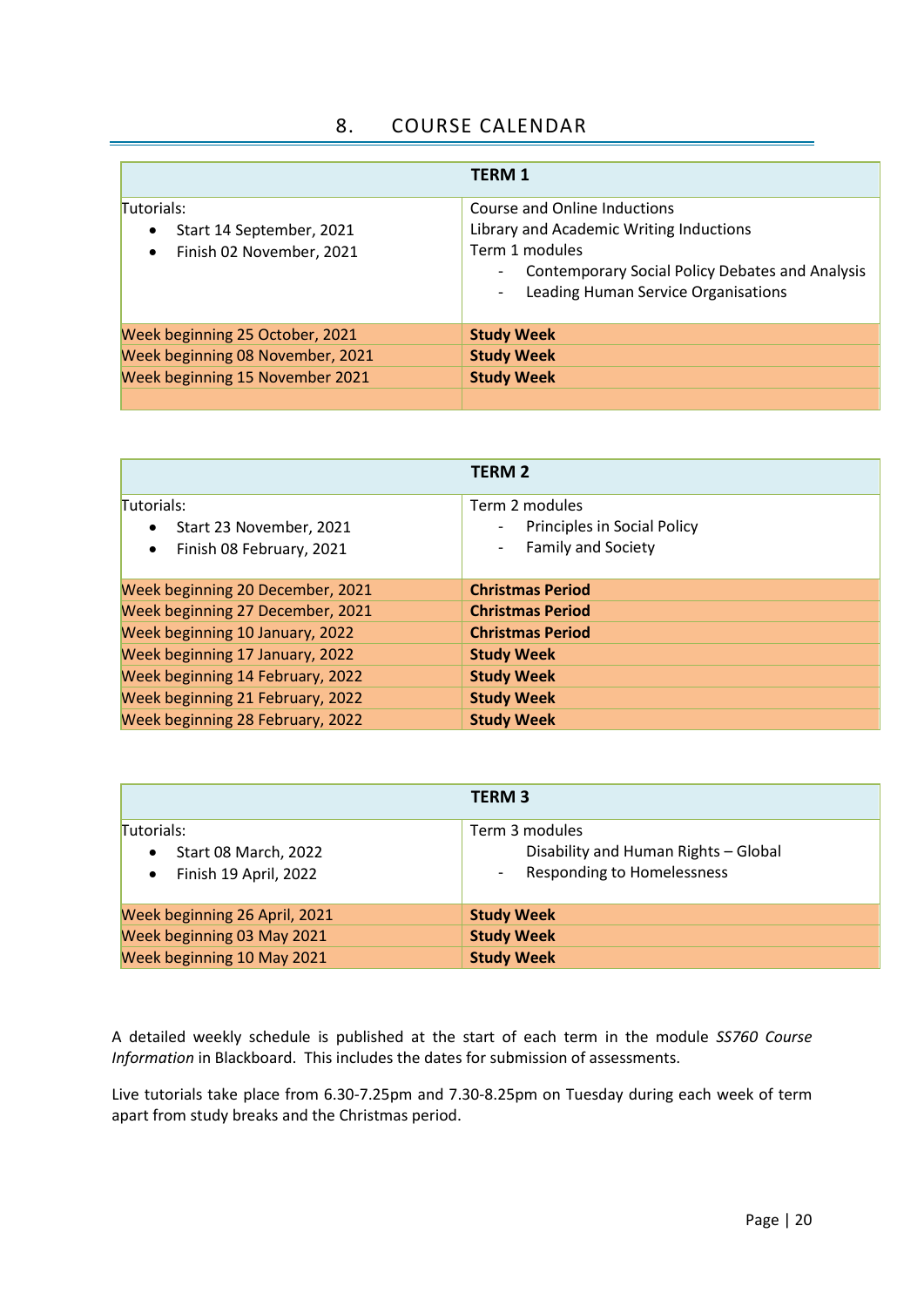## 8. COURSE CALENDAR

| TERM 1 | |
|---|---|
| Tutorials:<br>• Start 14 September, 2021<br>• Finish 02 November, 2021 | Course and Online Inductions<br>Library and Academic Writing Inductions<br>Term 1 modules<br>- Contemporary Social Policy Debates and Analysis<br>- Leading Human Service Organisations |
| Week beginning 25 October, 2021 | **Study Week** |
| Week beginning 08 November, 2021 | **Study Week** |
| Week beginning 15 November 2021 | **Study Week** |
| | |

| TERM 2 | |
|---|---|
| Tutorials:<br>• Start 23 November, 2021<br>• Finish 08 February, 2021 | Term 2 modules<br>- Principles in Social Policy<br>- Family and Society |
| Week beginning 20 December, 2021 | **Christmas Period** |
| Week beginning 27 December, 2021 | **Christmas Period** |
| Week beginning 10 January, 2022 | **Christmas Period** |
| Week beginning 17 January, 2022 | **Study Week** |
| Week beginning 14 February, 2022 | **Study Week** |
| Week beginning 21 February, 2022 | **Study Week** |
| Week beginning 28 February, 2022 | **Study Week** |

| TERM 3 | |
|---|---|
| Tutorials:<br>• Start 08 March, 2022<br>• Finish 19 April, 2022 | Term 3 modules<br>Disability and Human Rights – Global<br>- Responding to Homelessness |
| Week beginning 26 April, 2021 | **Study Week** |
| Week beginning 03 May 2021 | **Study Week** |
| Week beginning 10 May 2021 | **Study Week** |

A detailed weekly schedule is published at the start of each term in the module *SS760 Course Information* in Blackboard. This includes the dates for submission of assessments.

Live tutorials take place from 6.30-7.25pm and 7.30-8.25pm on Tuesday during each week of term apart from study breaks and the Christmas period.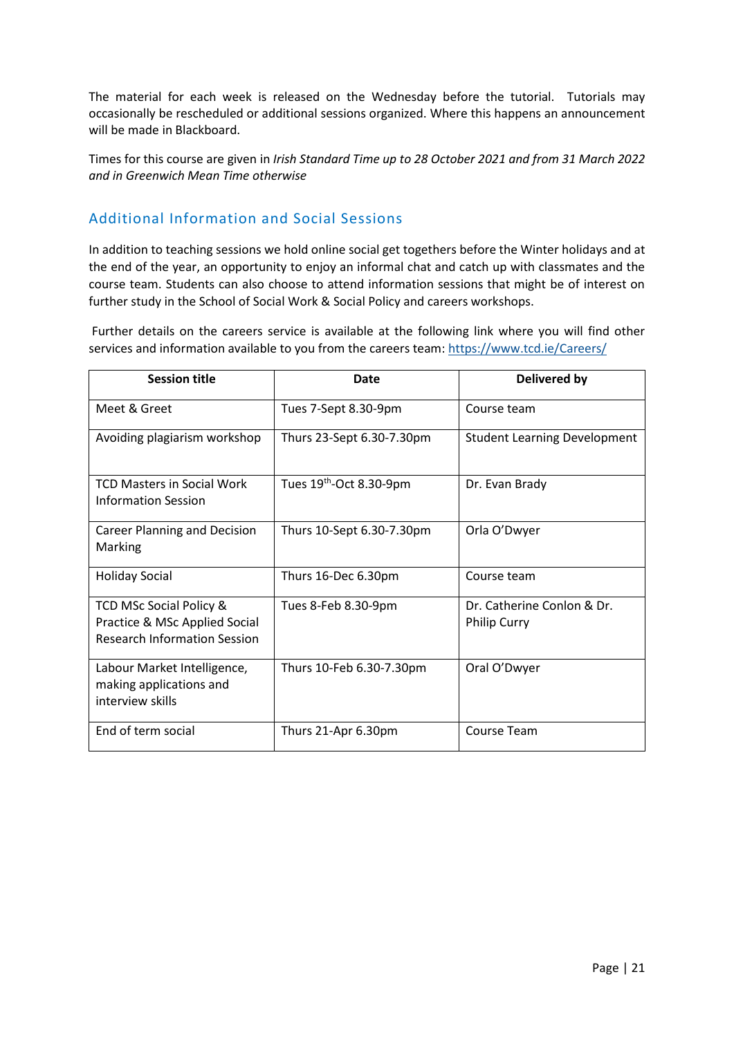The material for each week is released on the Wednesday before the tutorial. Tutorials may occasionally be rescheduled or additional sessions organized. Where this happens an announcement will be made in Blackboard.

Times for this course are given in *Irish Standard Time up to 28 October 2021 and from 31 March 2022 and in Greenwich Mean Time otherwise*

## Additional Information and Social Sessions

In addition to teaching sessions we hold online social get togethers before the Winter holidays and at the end of the year, an opportunity to enjoy an informal chat and catch up with classmates and the course team. Students can also choose to attend information sessions that might be of interest on further study in the School of Social Work & Social Policy and careers workshops.

Further details on the careers service is available at the following link where you will find other services and information available to you from the careers team: https://www.tcd.ie/Careers/

| Session title | Date | Delivered by |
|---|---|---|
| Meet & Greet | Tues 7-Sept 8.30-9pm | Course team |
| Avoiding plagiarism workshop | Thurs 23-Sept 6.30-7.30pm | Student Learning Development |
| TCD Masters in Social Work Information Session | Tues 19th-Oct 8.30-9pm | Dr. Evan Brady |
| Career Planning and Decision Marking | Thurs 10-Sept 6.30-7.30pm | Orla O'Dwyer |
| Holiday Social | Thurs 16-Dec 6.30pm | Course team |
| TCD MSc Social Policy & Practice & MSc Applied Social Research Information Session | Tues 8-Feb 8.30-9pm | Dr. Catherine Conlon & Dr. Philip Curry |
| Labour Market Intelligence, making applications and interview skills | Thurs 10-Feb 6.30-7.30pm | Oral O'Dwyer |
| End of term social | Thurs 21-Apr 6.30pm | Course Team |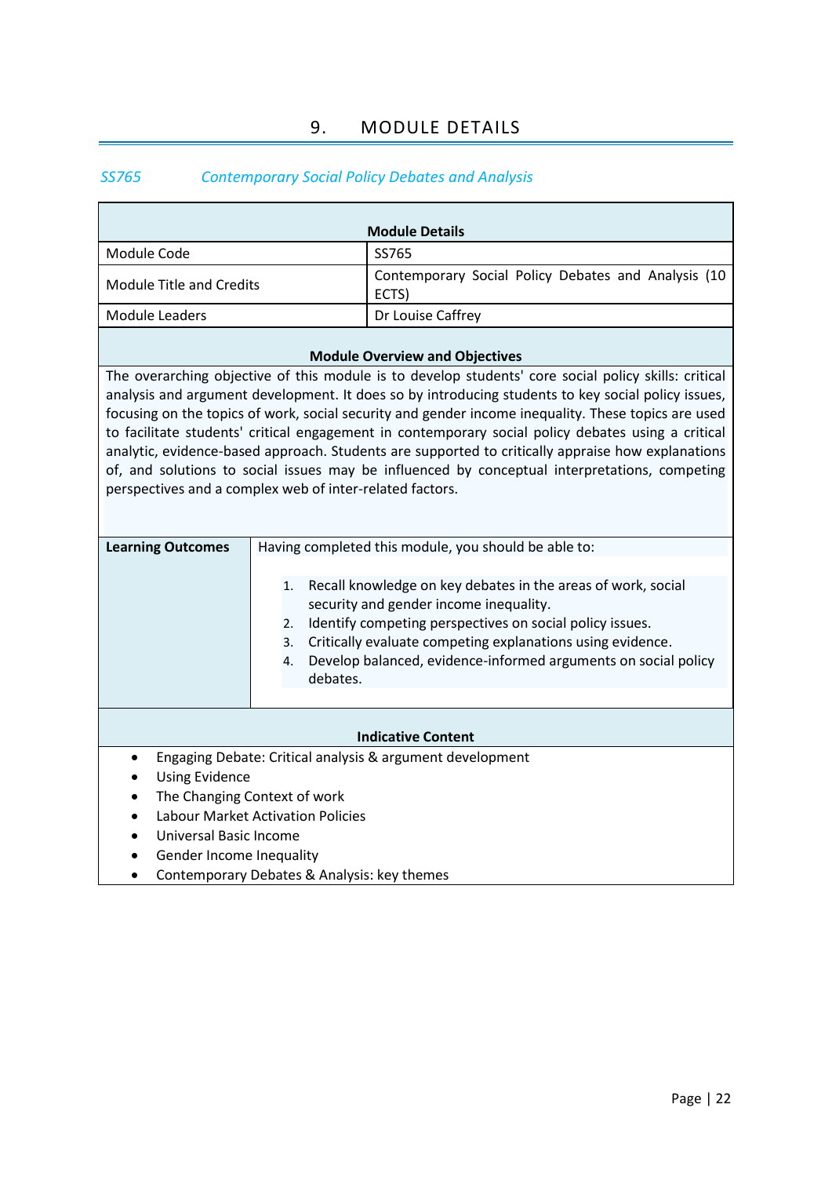# 9. MODULE DETAILS

## *SS765 Contemporary Social Policy Debates and Analysis*

| Module Details | |
|---|---|
| Module Code | SS765 |
| Module Title and Credits | Contemporary Social Policy Debates and Analysis (10 ECTS) |
| Module Leaders | Dr Louise Caffrey |

**Module Overview and Objectives**

The overarching objective of this module is to develop students' core social policy skills: critical analysis and argument development. It does so by introducing students to key social policy issues, focusing on the topics of work, social security and gender income inequality. These topics are used to facilitate students' critical engagement in contemporary social policy debates using a critical analytic, evidence-based approach. Students are supported to critically appraise how explanations of, and solutions to social issues may be influenced by conceptual interpretations, competing perspectives and a complex web of inter-related factors.

**Learning Outcomes**

Having completed this module, you should be able to:

1. Recall knowledge on key debates in the areas of work, social security and gender income inequality.
2. Identify competing perspectives on social policy issues.
3. Critically evaluate competing explanations using evidence.
4. Develop balanced, evidence-informed arguments on social policy debates.

**Indicative Content**

- Engaging Debate: Critical analysis & argument development
- Using Evidence
- The Changing Context of work
- Labour Market Activation Policies
- Universal Basic Income
- Gender Income Inequality
- Contemporary Debates & Analysis: key themes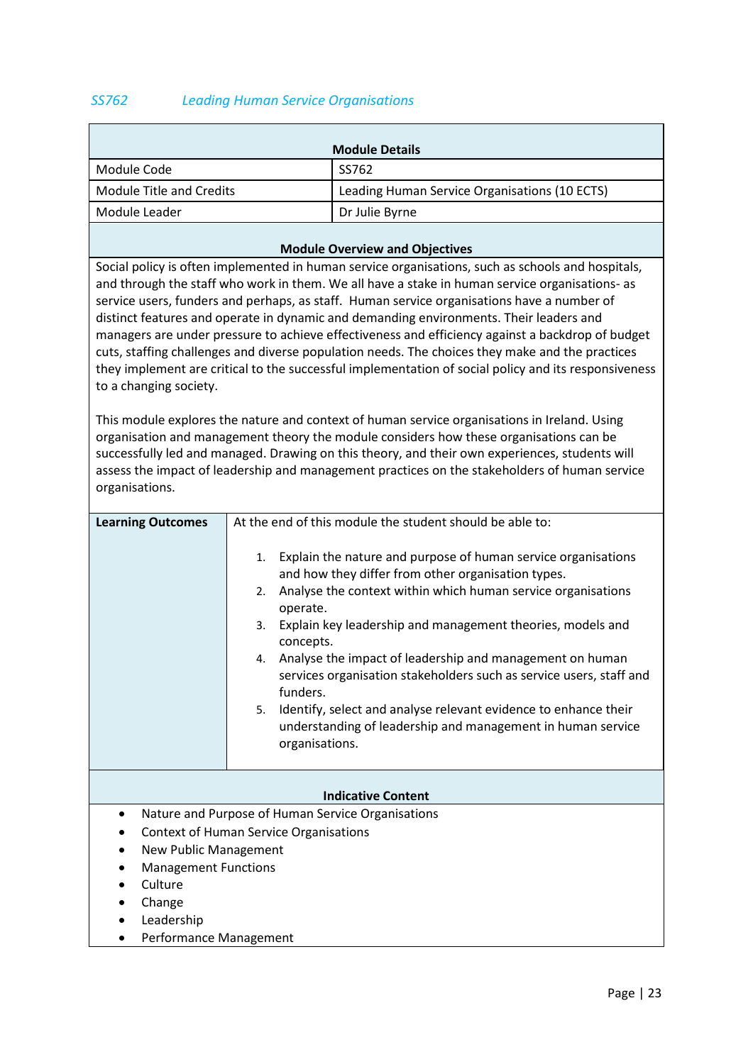## *SS762 Leading Human Service Organisations*

| Module Details | |
|---|---|
| Module Code | SS762 |
| Module Title and Credits | Leading Human Service Organisations (10 ECTS) |
| Module Leader | Dr Julie Byrne |

**Module Overview and Objectives**

Social policy is often implemented in human service organisations, such as schools and hospitals, and through the staff who work in them. We all have a stake in human service organisations- as service users, funders and perhaps, as staff. Human service organisations have a number of distinct features and operate in dynamic and demanding environments. Their leaders and managers are under pressure to achieve effectiveness and efficiency against a backdrop of budget cuts, staffing challenges and diverse population needs. The choices they make and the practices they implement are critical to the successful implementation of social policy and its responsiveness to a changing society.

This module explores the nature and context of human service organisations in Ireland. Using organisation and management theory the module considers how these organisations can be successfully led and managed. Drawing on this theory, and their own experiences, students will assess the impact of leadership and management practices on the stakeholders of human service organisations.

**Learning Outcomes**

At the end of this module the student should be able to:

1. Explain the nature and purpose of human service organisations and how they differ from other organisation types.
2. Analyse the context within which human service organisations operate.
3. Explain key leadership and management theories, models and concepts.
4. Analyse the impact of leadership and management on human services organisation stakeholders such as service users, staff and funders.
5. Identify, select and analyse relevant evidence to enhance their understanding of leadership and management in human service organisations.

**Indicative Content**

- Nature and Purpose of Human Service Organisations
- Context of Human Service Organisations
- New Public Management
- Management Functions
- Culture
- Change
- Leadership
- Performance Management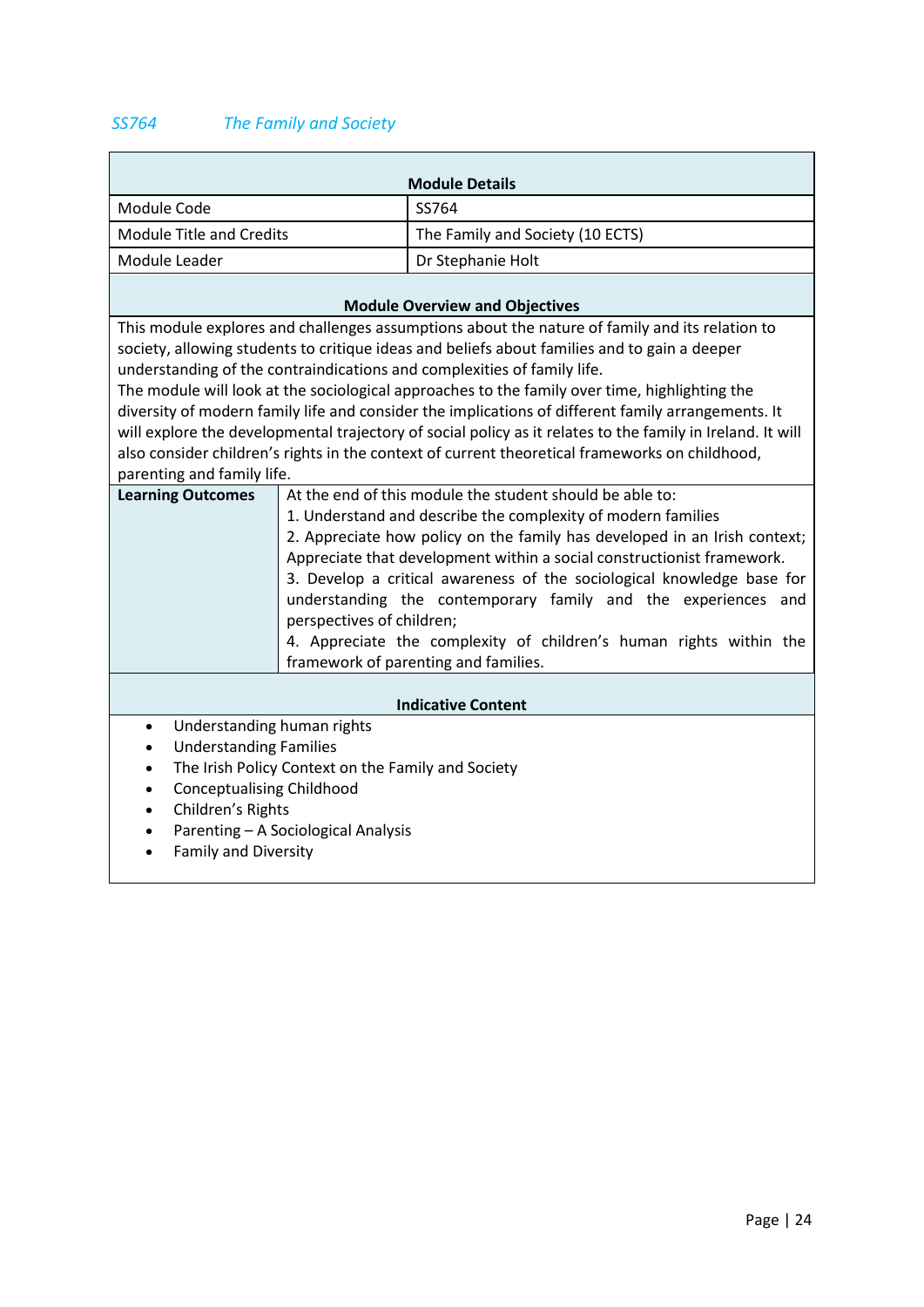## *SS764 The Family and Society*

| Module Details | |
|---|---|
| Module Code | SS764 |
| Module Title and Credits | The Family and Society (10 ECTS) |
| Module Leader | Dr Stephanie Holt |

**Module Overview and Objectives**

This module explores and challenges assumptions about the nature of family and its relation to society, allowing students to critique ideas and beliefs about families and to gain a deeper understanding of the contraindications and complexities of family life.
The module will look at the sociological approaches to the family over time, highlighting the diversity of modern family life and consider the implications of different family arrangements. It will explore the developmental trajectory of social policy as it relates to the family in Ireland. It will also consider children's rights in the context of current theoretical frameworks on childhood, parenting and family life.

| **Learning Outcomes** | At the end of this module the student should be able to:<br>1. Understand and describe the complexity of modern families<br>2. Appreciate how policy on the family has developed in an Irish context; Appreciate that development within a social constructionist framework.<br>3. Develop a critical awareness of the sociological knowledge base for understanding the contemporary family and the experiences and perspectives of children;<br>4. Appreciate the complexity of children's human rights within the framework of parenting and families. |
|---|---|

**Indicative Content**

- Understanding human rights
- Understanding Families
- The Irish Policy Context on the Family and Society
- Conceptualising Childhood
- Children's Rights
- Parenting – A Sociological Analysis
- Family and Diversity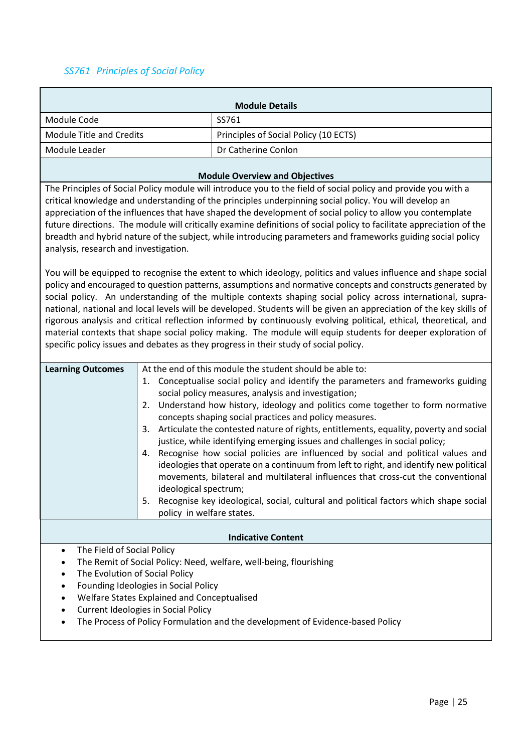### *SS761 Principles of Social Policy*

| Module Details | |
|---|---|
| Module Code | SS761 |
| Module Title and Credits | Principles of Social Policy (10 ECTS) |
| Module Leader | Dr Catherine Conlon |

**Module Overview and Objectives**

The Principles of Social Policy module will introduce you to the field of social policy and provide you with a critical knowledge and understanding of the principles underpinning social policy. You will develop an appreciation of the influences that have shaped the development of social policy to allow you contemplate future directions. The module will critically examine definitions of social policy to facilitate appreciation of the breadth and hybrid nature of the subject, while introducing parameters and frameworks guiding social policy analysis, research and investigation.

You will be equipped to recognise the extent to which ideology, politics and values influence and shape social policy and encouraged to question patterns, assumptions and normative concepts and constructs generated by social policy. An understanding of the multiple contexts shaping social policy across international, supra-national, national and local levels will be developed. Students will be given an appreciation of the key skills of rigorous analysis and critical reflection informed by continuously evolving political, ethical, theoretical, and material contexts that shape social policy making. The module will equip students for deeper exploration of specific policy issues and debates as they progress in their study of social policy.

| **Learning Outcomes** | At the end of this module the student should be able to:<br>1. Conceptualise social policy and identify the parameters and frameworks guiding social policy measures, analysis and investigation;<br>2. Understand how history, ideology and politics come together to form normative concepts shaping social practices and policy measures.<br>3. Articulate the contested nature of rights, entitlements, equality, poverty and social justice, while identifying emerging issues and challenges in social policy;<br>4. Recognise how social policies are influenced by social and political values and ideologies that operate on a continuum from left to right, and identify new political movements, bilateral and multilateral influences that cross-cut the conventional ideological spectrum;<br>5. Recognise key ideological, social, cultural and political factors which shape social policy in welfare states. |
|---|---|

**Indicative Content**

- The Field of Social Policy
- The Remit of Social Policy: Need, welfare, well-being, flourishing
- The Evolution of Social Policy
- Founding Ideologies in Social Policy
- Welfare States Explained and Conceptualised
- Current Ideologies in Social Policy
- The Process of Policy Formulation and the development of Evidence-based Policy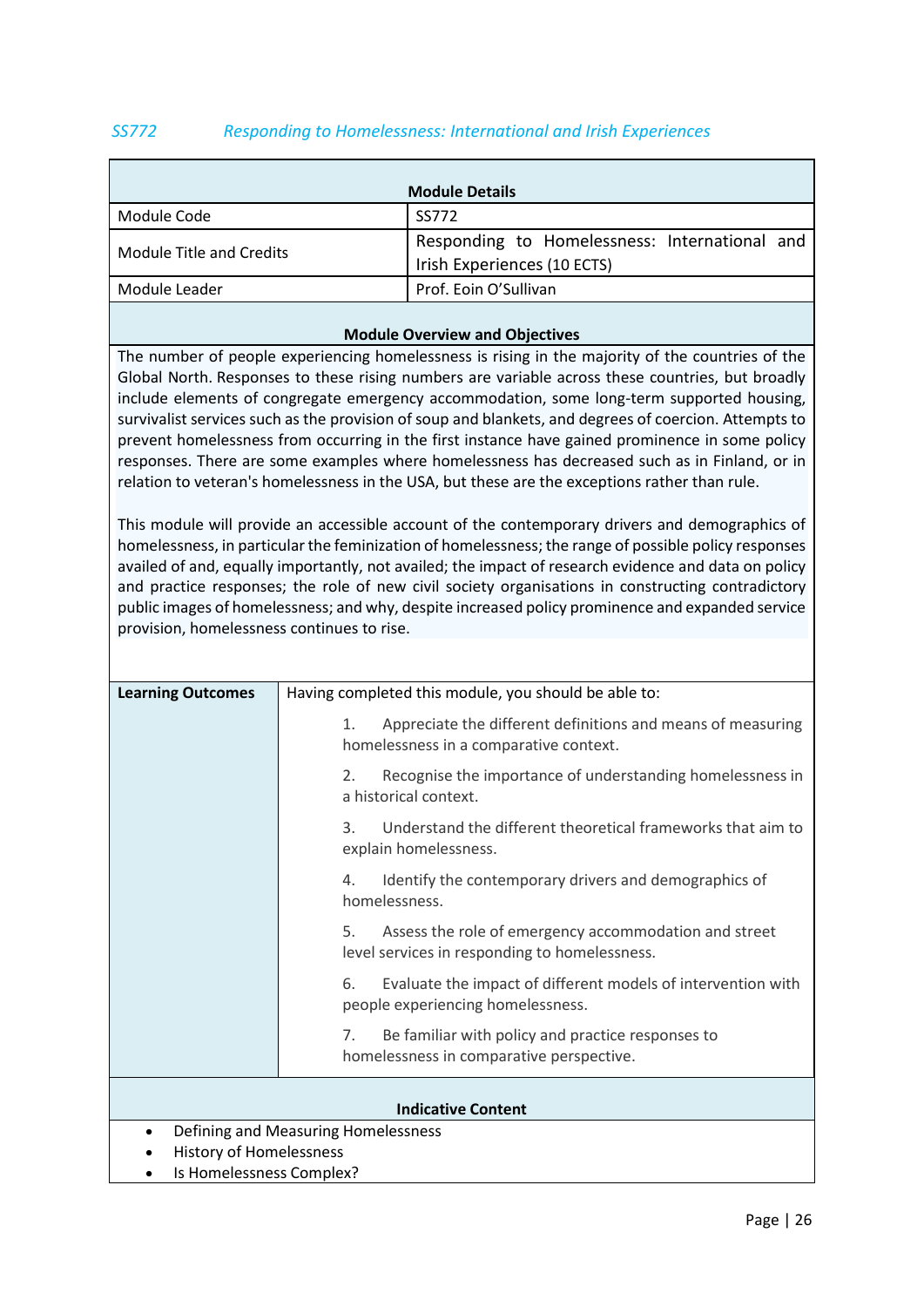*SS772 Responding to Homelessness: International and Irish Experiences*

| Module Details | |
|---|---|
| Module Code | SS772 |
| Module Title and Credits | Responding to Homelessness: International and Irish Experiences (10 ECTS) |
| Module Leader | Prof. Eoin O'Sullivan |

**Module Overview and Objectives**

The number of people experiencing homelessness is rising in the majority of the countries of the Global North. Responses to these rising numbers are variable across these countries, but broadly include elements of congregate emergency accommodation, some long-term supported housing, survivalist services such as the provision of soup and blankets, and degrees of coercion. Attempts to prevent homelessness from occurring in the first instance have gained prominence in some policy responses. There are some examples where homelessness has decreased such as in Finland, or in relation to veteran's homelessness in the USA, but these are the exceptions rather than rule.

This module will provide an accessible account of the contemporary drivers and demographics of homelessness, in particular the feminization of homelessness; the range of possible policy responses availed of and, equally importantly, not availed; the impact of research evidence and data on policy and practice responses; the role of new civil society organisations in constructing contradictory public images of homelessness; and why, despite increased policy prominence and expanded service provision, homelessness continues to rise.

| **Learning Outcomes** | Having completed this module, you should be able to: |
|---|---|
| | 1. Appreciate the different definitions and means of measuring homelessness in a comparative context. |
| | 2. Recognise the importance of understanding homelessness in a historical context. |
| | 3. Understand the different theoretical frameworks that aim to explain homelessness. |
| | 4. Identify the contemporary drivers and demographics of homelessness. |
| | 5. Assess the role of emergency accommodation and street level services in responding to homelessness. |
| | 6. Evaluate the impact of different models of intervention with people experiencing homelessness. |
| | 7. Be familiar with policy and practice responses to homelessness in comparative perspective. |

**Indicative Content**

- Defining and Measuring Homelessness
- History of Homelessness
- Is Homelessness Complex?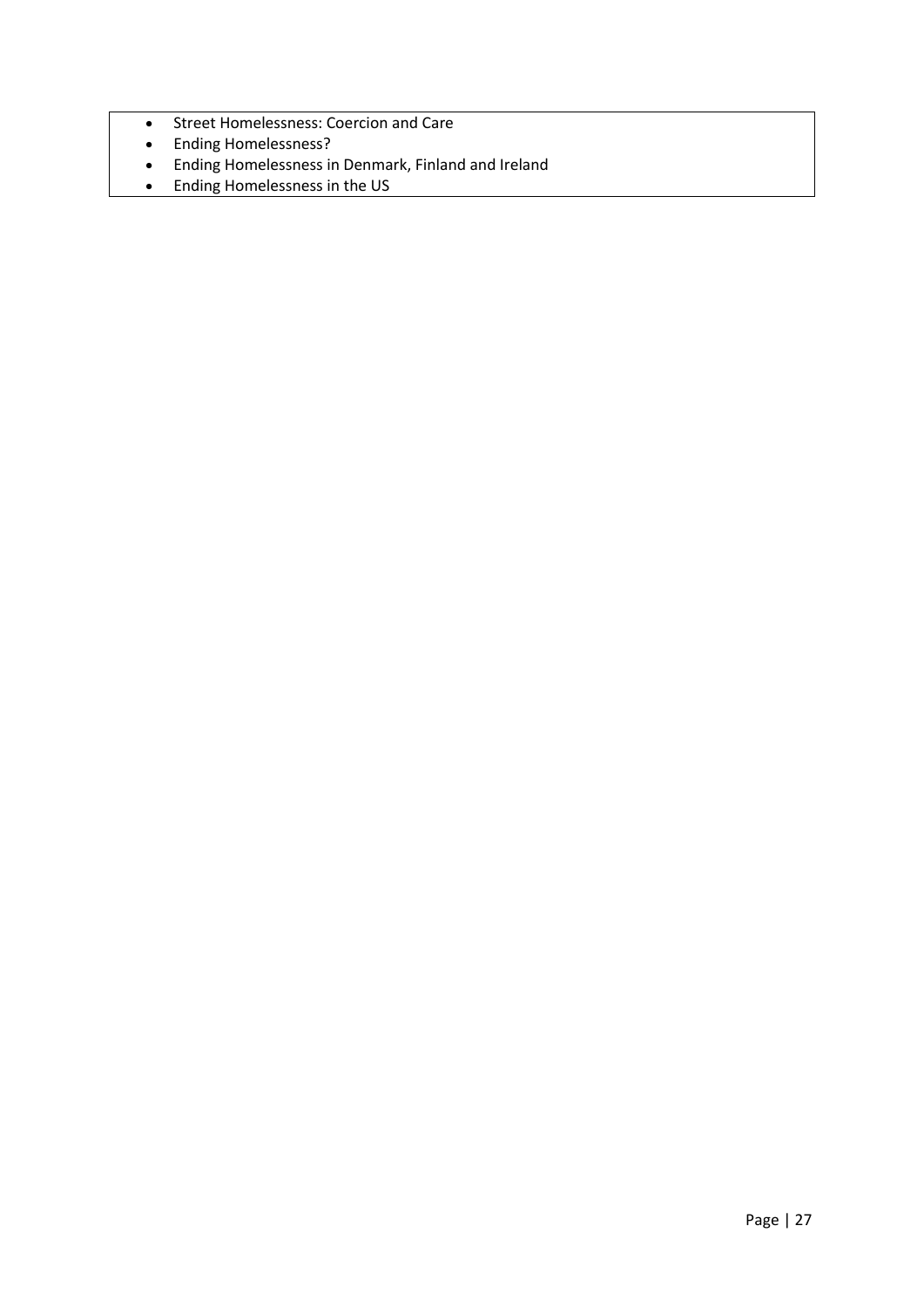- Street Homelessness: Coercion and Care
- Ending Homelessness?
- Ending Homelessness in Denmark, Finland and Ireland
- Ending Homelessness in the US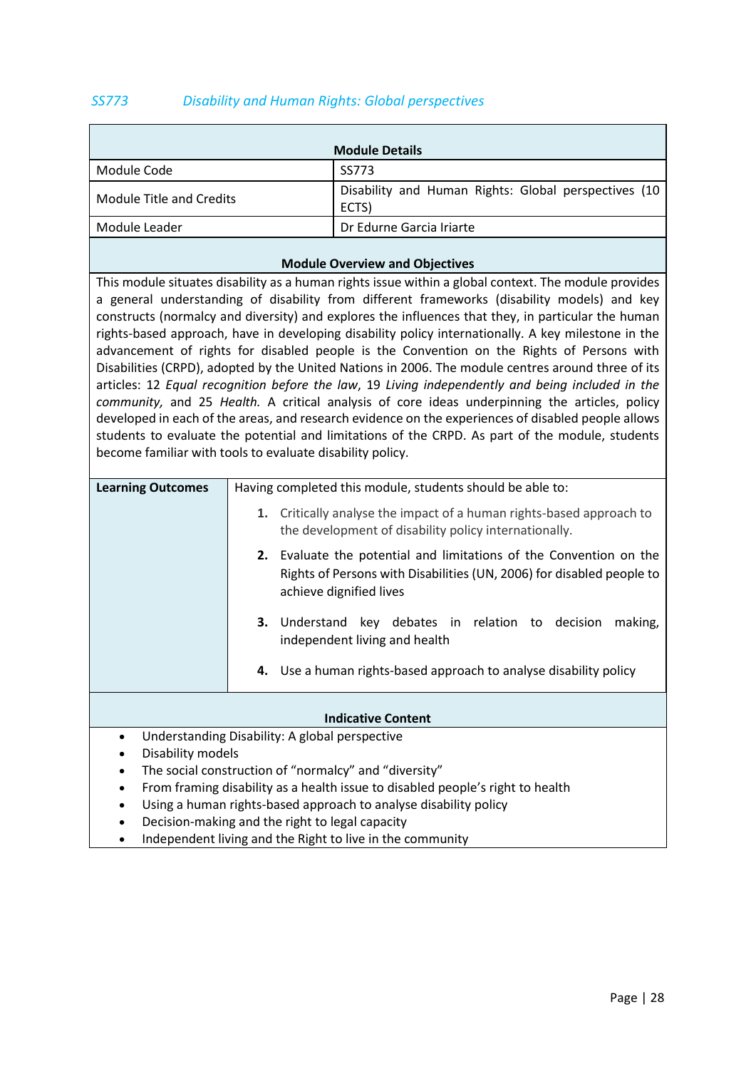## *SS773 Disability and Human Rights: Global perspectives*

| Module Details | |
|---|---|
| Module Code | SS773 |
| Module Title and Credits | Disability and Human Rights: Global perspectives (10 ECTS) |
| Module Leader | Dr Edurne Garcia Iriarte |

**Module Overview and Objectives**

This module situates disability as a human rights issue within a global context. The module provides a general understanding of disability from different frameworks (disability models) and key constructs (normalcy and diversity) and explores the influences that they, in particular the human rights-based approach, have in developing disability policy internationally. A key milestone in the advancement of rights for disabled people is the Convention on the Rights of Persons with Disabilities (CRPD), adopted by the United Nations in 2006. The module centres around three of its articles: 12 *Equal recognition before the law*, 19 *Living independently and being included in the community,* and 25 *Health.* A critical analysis of core ideas underpinning the articles, policy developed in each of the areas, and research evidence on the experiences of disabled people allows students to evaluate the potential and limitations of the CRPD. As part of the module, students become familiar with tools to evaluate disability policy.

| **Learning Outcomes** | Having completed this module, students should be able to: <br> **1.** Critically analyse the impact of a human rights-based approach to the development of disability policy internationally. <br> **2.** Evaluate the potential and limitations of the Convention on the Rights of Persons with Disabilities (UN, 2006) for disabled people to achieve dignified lives <br> **3.** Understand key debates in relation to decision making, independent living and health <br> **4.** Use a human rights-based approach to analyse disability policy |
|---|---|

**Indicative Content**

- Understanding Disability: A global perspective
- Disability models
- The social construction of "normalcy" and "diversity"
- From framing disability as a health issue to disabled people's right to health
- Using a human rights-based approach to analyse disability policy
- Decision-making and the right to legal capacity
- Independent living and the Right to live in the community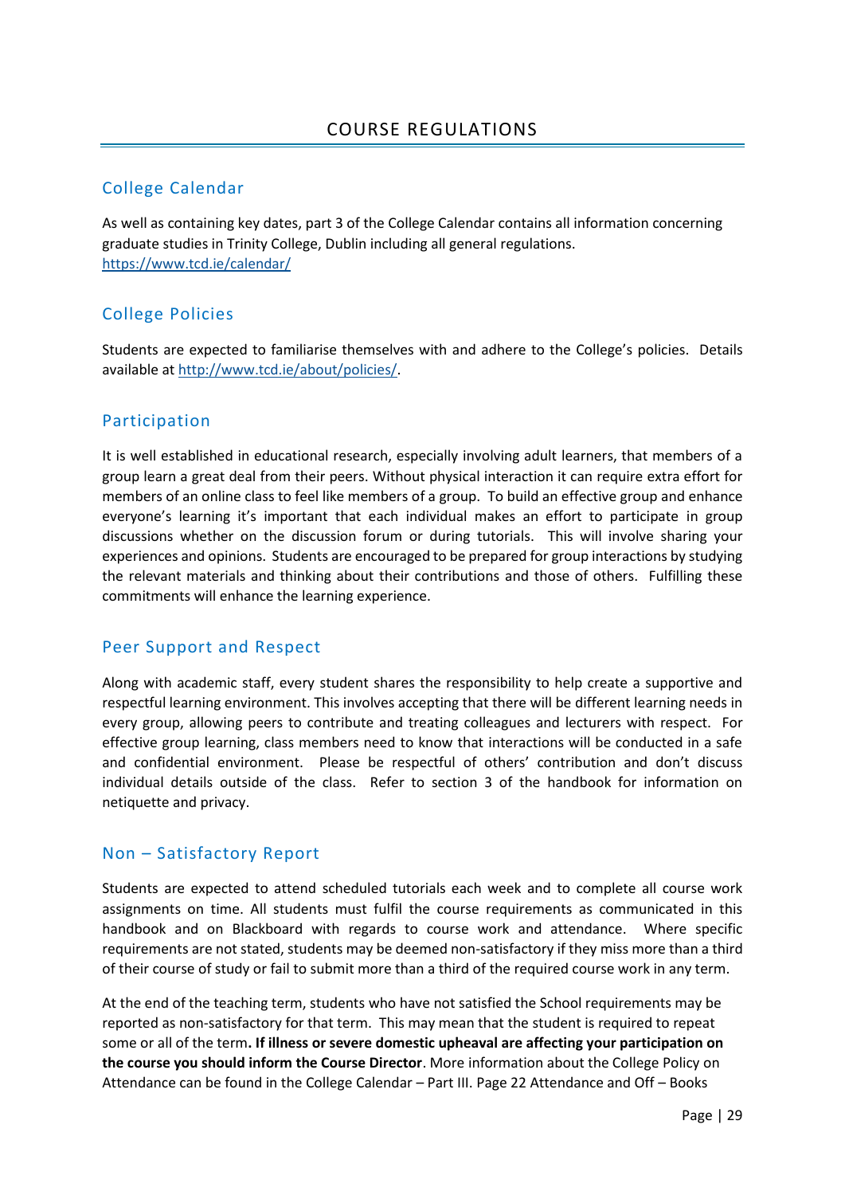# COURSE REGULATIONS

## College Calendar

As well as containing key dates, part 3 of the College Calendar contains all information concerning graduate studies in Trinity College, Dublin including all general regulations.
https://www.tcd.ie/calendar/

## College Policies

Students are expected to familiarise themselves with and adhere to the College's policies. Details available at http://www.tcd.ie/about/policies/.

## Participation

It is well established in educational research, especially involving adult learners, that members of a group learn a great deal from their peers. Without physical interaction it can require extra effort for members of an online class to feel like members of a group. To build an effective group and enhance everyone's learning it's important that each individual makes an effort to participate in group discussions whether on the discussion forum or during tutorials. This will involve sharing your experiences and opinions. Students are encouraged to be prepared for group interactions by studying the relevant materials and thinking about their contributions and those of others. Fulfilling these commitments will enhance the learning experience.

## Peer Support and Respect

Along with academic staff, every student shares the responsibility to help create a supportive and respectful learning environment. This involves accepting that there will be different learning needs in every group, allowing peers to contribute and treating colleagues and lecturers with respect. For effective group learning, class members need to know that interactions will be conducted in a safe and confidential environment. Please be respectful of others' contribution and don't discuss individual details outside of the class. Refer to section 3 of the handbook for information on netiquette and privacy.

## Non – Satisfactory Report

Students are expected to attend scheduled tutorials each week and to complete all course work assignments on time. All students must fulfil the course requirements as communicated in this handbook and on Blackboard with regards to course work and attendance. Where specific requirements are not stated, students may be deemed non-satisfactory if they miss more than a third of their course of study or fail to submit more than a third of the required course work in any term.

At the end of the teaching term, students who have not satisfied the School requirements may be reported as non-satisfactory for that term. This may mean that the student is required to repeat some or all of the term**. If illness or severe domestic upheaval are affecting your participation on the course you should inform the Course Director**. More information about the College Policy on Attendance can be found in the College Calendar – Part III. Page 22 Attendance and Off – Books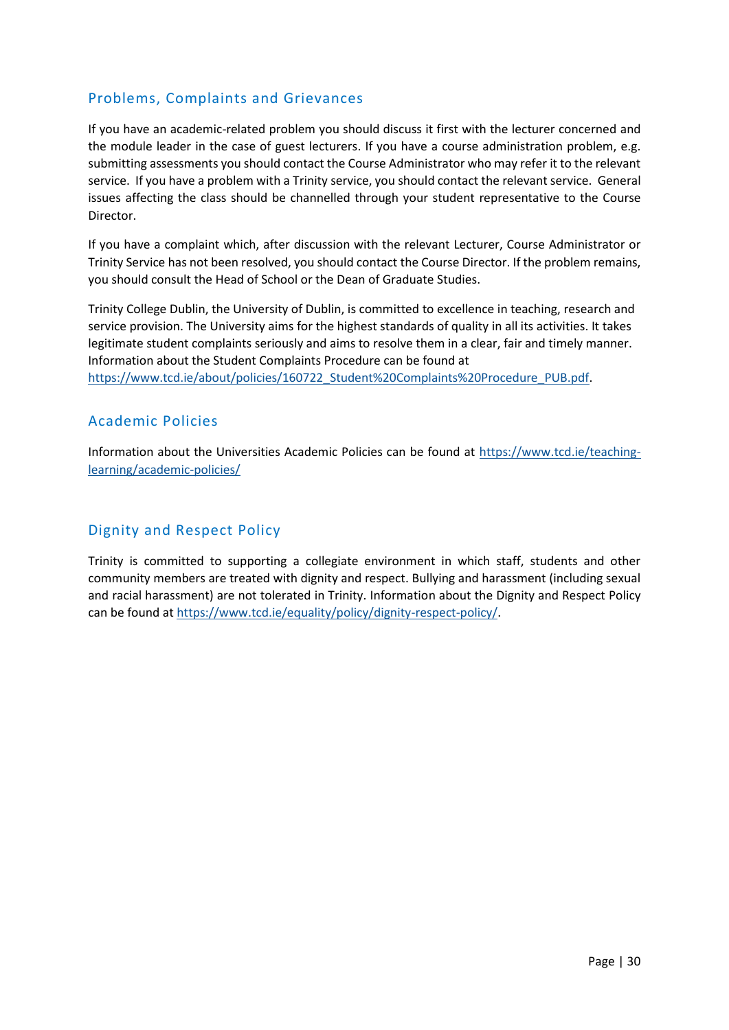## Problems, Complaints and Grievances

If you have an academic-related problem you should discuss it first with the lecturer concerned and the module leader in the case of guest lecturers. If you have a course administration problem, e.g. submitting assessments you should contact the Course Administrator who may refer it to the relevant service. If you have a problem with a Trinity service, you should contact the relevant service. General issues affecting the class should be channelled through your student representative to the Course Director.

If you have a complaint which, after discussion with the relevant Lecturer, Course Administrator or Trinity Service has not been resolved, you should contact the Course Director. If the problem remains, you should consult the Head of School or the Dean of Graduate Studies.

Trinity College Dublin, the University of Dublin, is committed to excellence in teaching, research and service provision. The University aims for the highest standards of quality in all its activities. It takes legitimate student complaints seriously and aims to resolve them in a clear, fair and timely manner. Information about the Student Complaints Procedure can be found at https://www.tcd.ie/about/policies/160722_Student%20Complaints%20Procedure_PUB.pdf.

## Academic Policies

Information about the Universities Academic Policies can be found at https://www.tcd.ie/teaching-learning/academic-policies/

## Dignity and Respect Policy

Trinity is committed to supporting a collegiate environment in which staff, students and other community members are treated with dignity and respect. Bullying and harassment (including sexual and racial harassment) are not tolerated in Trinity. Information about the Dignity and Respect Policy can be found at https://www.tcd.ie/equality/policy/dignity-respect-policy/.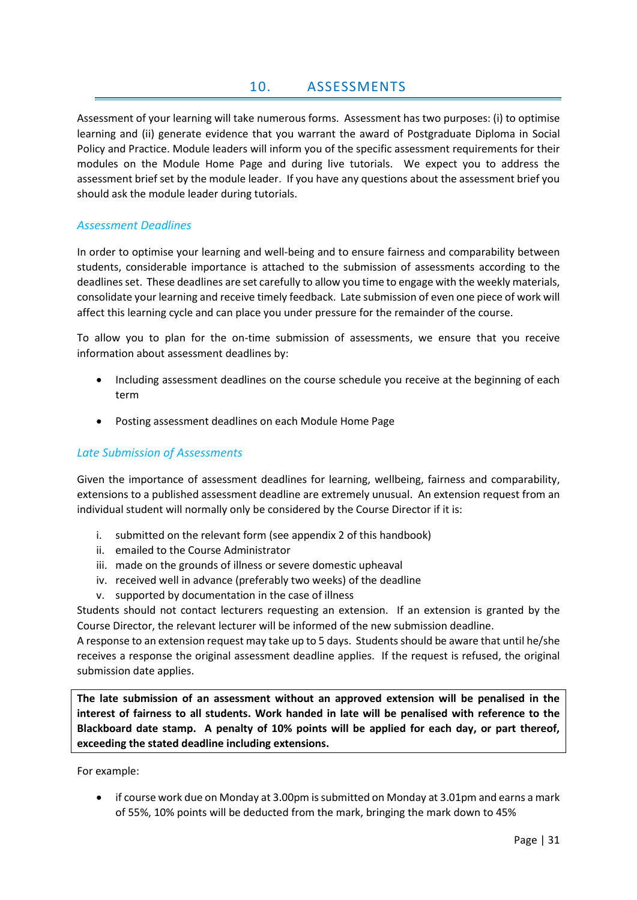# 10. ASSESSMENTS

Assessment of your learning will take numerous forms. Assessment has two purposes: (i) to optimise learning and (ii) generate evidence that you warrant the award of Postgraduate Diploma in Social Policy and Practice. Module leaders will inform you of the specific assessment requirements for their modules on the Module Home Page and during live tutorials. We expect you to address the assessment brief set by the module leader. If you have any questions about the assessment brief you should ask the module leader during tutorials.

### *Assessment Deadlines*

In order to optimise your learning and well-being and to ensure fairness and comparability between students, considerable importance is attached to the submission of assessments according to the deadlines set. These deadlines are set carefully to allow you time to engage with the weekly materials, consolidate your learning and receive timely feedback. Late submission of even one piece of work will affect this learning cycle and can place you under pressure for the remainder of the course.

To allow you to plan for the on-time submission of assessments, we ensure that you receive information about assessment deadlines by:

- Including assessment deadlines on the course schedule you receive at the beginning of each term
- Posting assessment deadlines on each Module Home Page

### *Late Submission of Assessments*

Given the importance of assessment deadlines for learning, wellbeing, fairness and comparability, extensions to a published assessment deadline are extremely unusual. An extension request from an individual student will normally only be considered by the Course Director if it is:

i. submitted on the relevant form (see appendix 2 of this handbook)
ii. emailed to the Course Administrator
iii. made on the grounds of illness or severe domestic upheaval
iv. received well in advance (preferably two weeks) of the deadline
v. supported by documentation in the case of illness

Students should not contact lecturers requesting an extension. If an extension is granted by the Course Director, the relevant lecturer will be informed of the new submission deadline.
A response to an extension request may take up to 5 days. Students should be aware that until he/she receives a response the original assessment deadline applies. If the request is refused, the original submission date applies.

**The late submission of an assessment without an approved extension will be penalised in the interest of fairness to all students. Work handed in late will be penalised with reference to the Blackboard date stamp. A penalty of 10% points will be applied for each day, or part thereof, exceeding the stated deadline including extensions.**

For example:

- if course work due on Monday at 3.00pm is submitted on Monday at 3.01pm and earns a mark of 55%, 10% points will be deducted from the mark, bringing the mark down to 45%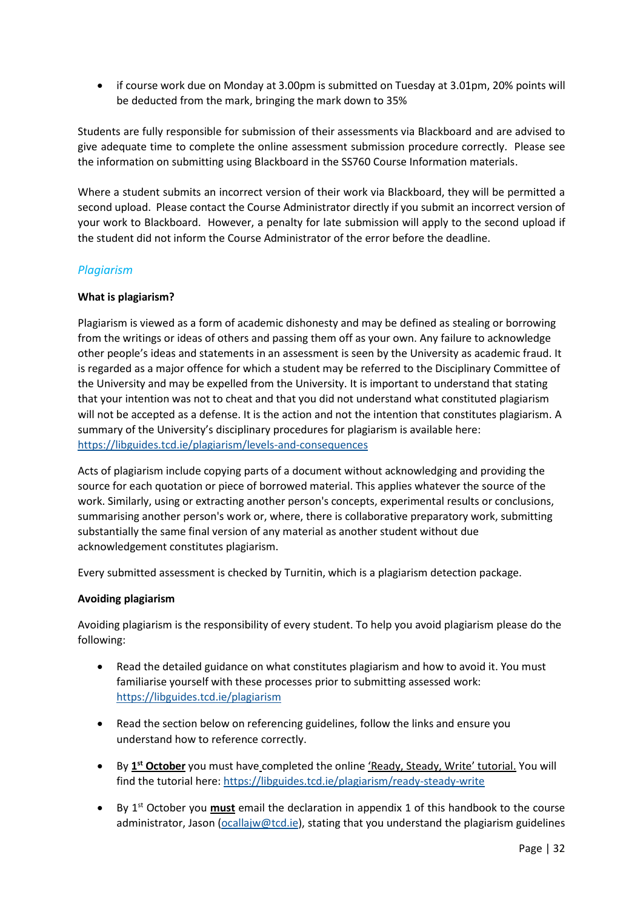- if course work due on Monday at 3.00pm is submitted on Tuesday at 3.01pm, 20% points will be deducted from the mark, bringing the mark down to 35%

Students are fully responsible for submission of their assessments via Blackboard and are advised to give adequate time to complete the online assessment submission procedure correctly. Please see the information on submitting using Blackboard in the SS760 Course Information materials.

Where a student submits an incorrect version of their work via Blackboard, they will be permitted a second upload. Please contact the Course Administrator directly if you submit an incorrect version of your work to Blackboard. However, a penalty for late submission will apply to the second upload if the student did not inform the Course Administrator of the error before the deadline.

### *Plagiarism*

**What is plagiarism?**

Plagiarism is viewed as a form of academic dishonesty and may be defined as stealing or borrowing from the writings or ideas of others and passing them off as your own. Any failure to acknowledge other people's ideas and statements in an assessment is seen by the University as academic fraud. It is regarded as a major offence for which a student may be referred to the Disciplinary Committee of the University and may be expelled from the University. It is important to understand that stating that your intention was not to cheat and that you did not understand what constituted plagiarism will not be accepted as a defense. It is the action and not the intention that constitutes plagiarism. A summary of the University's disciplinary procedures for plagiarism is available here: https://libguides.tcd.ie/plagiarism/levels-and-consequences

Acts of plagiarism include copying parts of a document without acknowledging and providing the source for each quotation or piece of borrowed material. This applies whatever the source of the work. Similarly, using or extracting another person's concepts, experimental results or conclusions, summarising another person's work or, where, there is collaborative preparatory work, submitting substantially the same final version of any material as another student without due acknowledgement constitutes plagiarism.

Every submitted assessment is checked by Turnitin, which is a plagiarism detection package.

**Avoiding plagiarism**

Avoiding plagiarism is the responsibility of every student. To help you avoid plagiarism please do the following:

- Read the detailed guidance on what constitutes plagiarism and how to avoid it. You must familiarise yourself with these processes prior to submitting assessed work: https://libguides.tcd.ie/plagiarism
- Read the section below on referencing guidelines, follow the links and ensure you understand how to reference correctly.
- By **1st October** you must have completed the online 'Ready, Steady, Write' tutorial. You will find the tutorial here: https://libguides.tcd.ie/plagiarism/ready-steady-write
- By 1st October you **must** email the declaration in appendix 1 of this handbook to the course administrator, Jason (ocallajw@tcd.ie), stating that you understand the plagiarism guidelines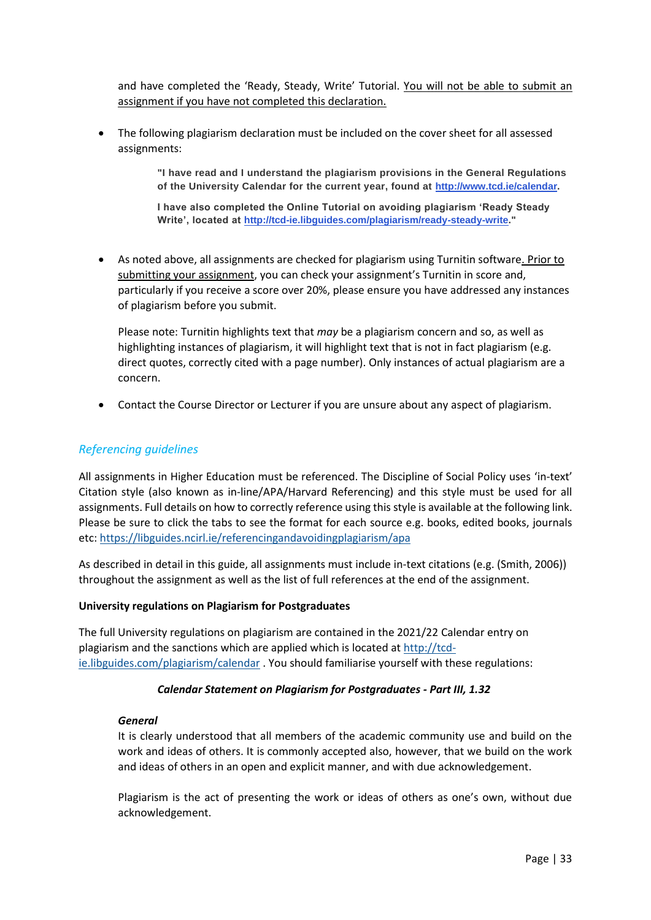and have completed the 'Ready, Steady, Write' Tutorial. You will not be able to submit an assignment if you have not completed this declaration.

- The following plagiarism declaration must be included on the cover sheet for all assessed assignments:

  > **"I have read and I understand the plagiarism provisions in the General Regulations of the University Calendar for the current year, found at [http://www.tcd.ie/calendar](http://www.tcd.ie/calendar).**
  >
  > **I have also completed the Online Tutorial on avoiding plagiarism 'Ready Steady Write', located at [http://tcd-ie.libguides.com/plagiarism/ready-steady-write](http://tcd-ie.libguides.com/plagiarism/ready-steady-write)."**

- As noted above, all assignments are checked for plagiarism using Turnitin software. Prior to submitting your assignment, you can check your assignment's Turnitin in score and, particularly if you receive a score over 20%, please ensure you have addressed any instances of plagiarism before you submit.

  Please note: Turnitin highlights text that *may* be a plagiarism concern and so, as well as highlighting instances of plagiarism, it will highlight text that is not in fact plagiarism (e.g. direct quotes, correctly cited with a page number). Only instances of actual plagiarism are a concern.

- Contact the Course Director or Lecturer if you are unsure about any aspect of plagiarism.

## *Referencing guidelines*

All assignments in Higher Education must be referenced. The Discipline of Social Policy uses 'in-text' Citation style (also known as in-line/APA/Harvard Referencing) and this style must be used for all assignments. Full details on how to correctly reference using this style is available at the following link. Please be sure to click the tabs to see the format for each source e.g. books, edited books, journals etc: [https://libguides.ncirl.ie/referencingandavoidingplagiarism/apa](https://libguides.ncirl.ie/referencingandavoidingplagiarism/apa)

As described in detail in this guide, all assignments must include in-text citations (e.g. (Smith, 2006)) throughout the assignment as well as the list of full references at the end of the assignment.

**University regulations on Plagiarism for Postgraduates**

The full University regulations on plagiarism are contained in the 2021/22 Calendar entry on plagiarism and the sanctions which are applied which is located at [http://tcd-ie.libguides.com/plagiarism/calendar](http://tcd-ie.libguides.com/plagiarism/calendar) . You should familiarise yourself with these regulations:

***Calendar Statement on Plagiarism for Postgraduates - Part III, 1.32***

***General***

It is clearly understood that all members of the academic community use and build on the work and ideas of others. It is commonly accepted also, however, that we build on the work and ideas of others in an open and explicit manner, and with due acknowledgement.

Plagiarism is the act of presenting the work or ideas of others as one's own, without due acknowledgement.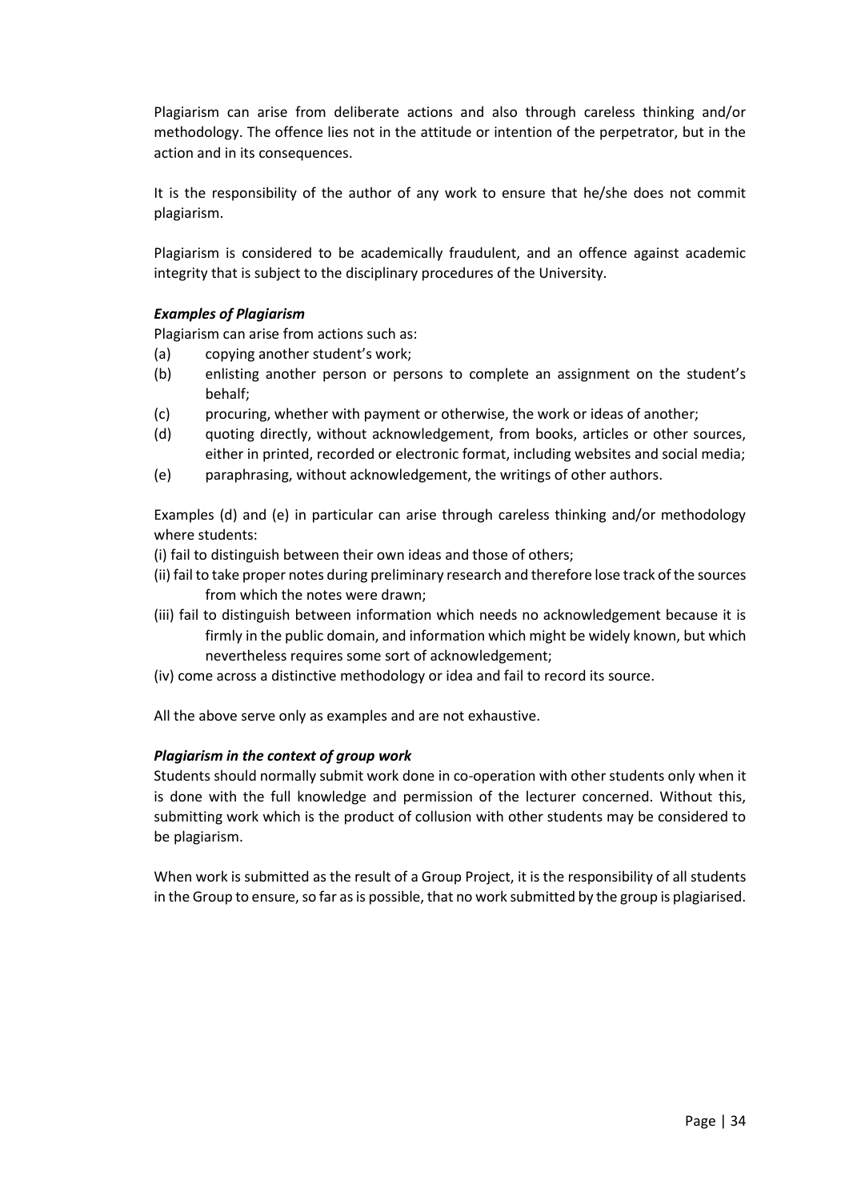Plagiarism can arise from deliberate actions and also through careless thinking and/or methodology. The offence lies not in the attitude or intention of the perpetrator, but in the action and in its consequences.

It is the responsibility of the author of any work to ensure that he/she does not commit plagiarism.

Plagiarism is considered to be academically fraudulent, and an offence against academic integrity that is subject to the disciplinary procedures of the University.

***Examples of Plagiarism***

Plagiarism can arise from actions such as:

(a) copying another student's work;
(b) enlisting another person or persons to complete an assignment on the student's behalf;
(c) procuring, whether with payment or otherwise, the work or ideas of another;
(d) quoting directly, without acknowledgement, from books, articles or other sources, either in printed, recorded or electronic format, including websites and social media;
(e) paraphrasing, without acknowledgement, the writings of other authors.

Examples (d) and (e) in particular can arise through careless thinking and/or methodology where students:

(i) fail to distinguish between their own ideas and those of others;
(ii) fail to take proper notes during preliminary research and therefore lose track of the sources from which the notes were drawn;
(iii) fail to distinguish between information which needs no acknowledgement because it is firmly in the public domain, and information which might be widely known, but which nevertheless requires some sort of acknowledgement;
(iv) come across a distinctive methodology or idea and fail to record its source.

All the above serve only as examples and are not exhaustive.

***Plagiarism in the context of group work***

Students should normally submit work done in co-operation with other students only when it is done with the full knowledge and permission of the lecturer concerned. Without this, submitting work which is the product of collusion with other students may be considered to be plagiarism.

When work is submitted as the result of a Group Project, it is the responsibility of all students in the Group to ensure, so far as is possible, that no work submitted by the group is plagiarised.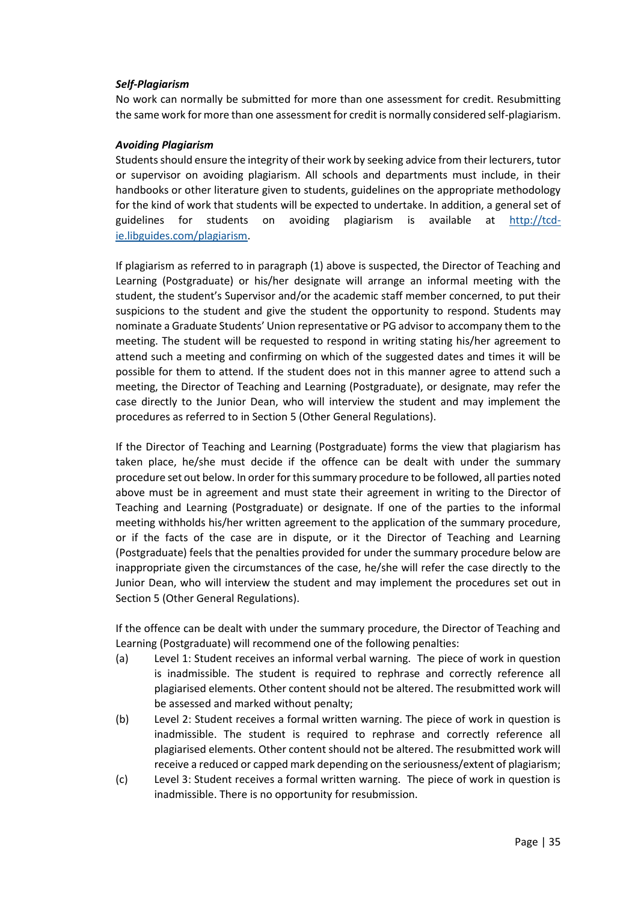***Self-Plagiarism***

No work can normally be submitted for more than one assessment for credit. Resubmitting the same work for more than one assessment for credit is normally considered self-plagiarism.

***Avoiding Plagiarism***

Students should ensure the integrity of their work by seeking advice from their lecturers, tutor or supervisor on avoiding plagiarism. All schools and departments must include, in their handbooks or other literature given to students, guidelines on the appropriate methodology for the kind of work that students will be expected to undertake. In addition, a general set of guidelines for students on avoiding plagiarism is available at [http://tcd-ie.libguides.com/plagiarism](http://tcd-ie.libguides.com/plagiarism).

If plagiarism as referred to in paragraph (1) above is suspected, the Director of Teaching and Learning (Postgraduate) or his/her designate will arrange an informal meeting with the student, the student's Supervisor and/or the academic staff member concerned, to put their suspicions to the student and give the student the opportunity to respond. Students may nominate a Graduate Students' Union representative or PG advisor to accompany them to the meeting. The student will be requested to respond in writing stating his/her agreement to attend such a meeting and confirming on which of the suggested dates and times it will be possible for them to attend. If the student does not in this manner agree to attend such a meeting, the Director of Teaching and Learning (Postgraduate), or designate, may refer the case directly to the Junior Dean, who will interview the student and may implement the procedures as referred to in Section 5 (Other General Regulations).

If the Director of Teaching and Learning (Postgraduate) forms the view that plagiarism has taken place, he/she must decide if the offence can be dealt with under the summary procedure set out below. In order for this summary procedure to be followed, all parties noted above must be in agreement and must state their agreement in writing to the Director of Teaching and Learning (Postgraduate) or designate. If one of the parties to the informal meeting withholds his/her written agreement to the application of the summary procedure, or if the facts of the case are in dispute, or it the Director of Teaching and Learning (Postgraduate) feels that the penalties provided for under the summary procedure below are inappropriate given the circumstances of the case, he/she will refer the case directly to the Junior Dean, who will interview the student and may implement the procedures set out in Section 5 (Other General Regulations).

If the offence can be dealt with under the summary procedure, the Director of Teaching and Learning (Postgraduate) will recommend one of the following penalties:

(a) Level 1: Student receives an informal verbal warning. The piece of work in question is inadmissible. The student is required to rephrase and correctly reference all plagiarised elements. Other content should not be altered. The resubmitted work will be assessed and marked without penalty;

(b) Level 2: Student receives a formal written warning. The piece of work in question is inadmissible. The student is required to rephrase and correctly reference all plagiarised elements. Other content should not be altered. The resubmitted work will receive a reduced or capped mark depending on the seriousness/extent of plagiarism;

(c) Level 3: Student receives a formal written warning. The piece of work in question is inadmissible. There is no opportunity for resubmission.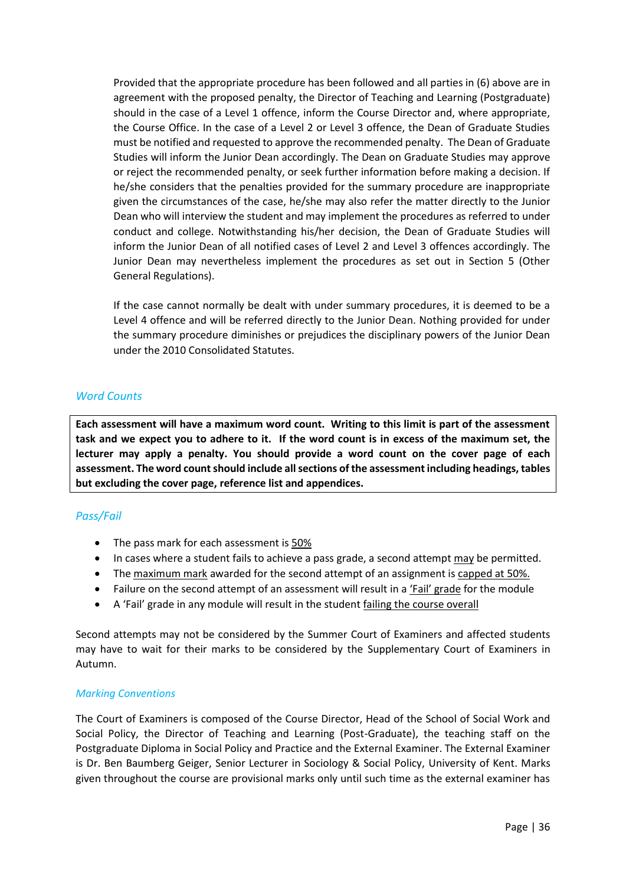Provided that the appropriate procedure has been followed and all parties in (6) above are in agreement with the proposed penalty, the Director of Teaching and Learning (Postgraduate) should in the case of a Level 1 offence, inform the Course Director and, where appropriate, the Course Office. In the case of a Level 2 or Level 3 offence, the Dean of Graduate Studies must be notified and requested to approve the recommended penalty. The Dean of Graduate Studies will inform the Junior Dean accordingly. The Dean on Graduate Studies may approve or reject the recommended penalty, or seek further information before making a decision. If he/she considers that the penalties provided for the summary procedure are inappropriate given the circumstances of the case, he/she may also refer the matter directly to the Junior Dean who will interview the student and may implement the procedures as referred to under conduct and college. Notwithstanding his/her decision, the Dean of Graduate Studies will inform the Junior Dean of all notified cases of Level 2 and Level 3 offences accordingly. The Junior Dean may nevertheless implement the procedures as set out in Section 5 (Other General Regulations).

If the case cannot normally be dealt with under summary procedures, it is deemed to be a Level 4 offence and will be referred directly to the Junior Dean. Nothing provided for under the summary procedure diminishes or prejudices the disciplinary powers of the Junior Dean under the 2010 Consolidated Statutes.

### *Word Counts*

**Each assessment will have a maximum word count. Writing to this limit is part of the assessment task and we expect you to adhere to it. If the word count is in excess of the maximum set, the lecturer may apply a penalty. You should provide a word count on the cover page of each assessment. The word count should include all sections of the assessment including headings, tables but excluding the cover page, reference list and appendices.**

### *Pass/Fail*

- The pass mark for each assessment is 50%
- In cases where a student fails to achieve a pass grade, a second attempt may be permitted.
- The maximum mark awarded for the second attempt of an assignment is capped at 50%.
- Failure on the second attempt of an assessment will result in a 'Fail' grade for the module
- A 'Fail' grade in any module will result in the student failing the course overall

Second attempts may not be considered by the Summer Court of Examiners and affected students may have to wait for their marks to be considered by the Supplementary Court of Examiners in Autumn.

### *Marking Conventions*

The Court of Examiners is composed of the Course Director, Head of the School of Social Work and Social Policy, the Director of Teaching and Learning (Post-Graduate), the teaching staff on the Postgraduate Diploma in Social Policy and Practice and the External Examiner. The External Examiner is Dr. Ben Baumberg Geiger, Senior Lecturer in Sociology & Social Policy, University of Kent. Marks given throughout the course are provisional marks only until such time as the external examiner has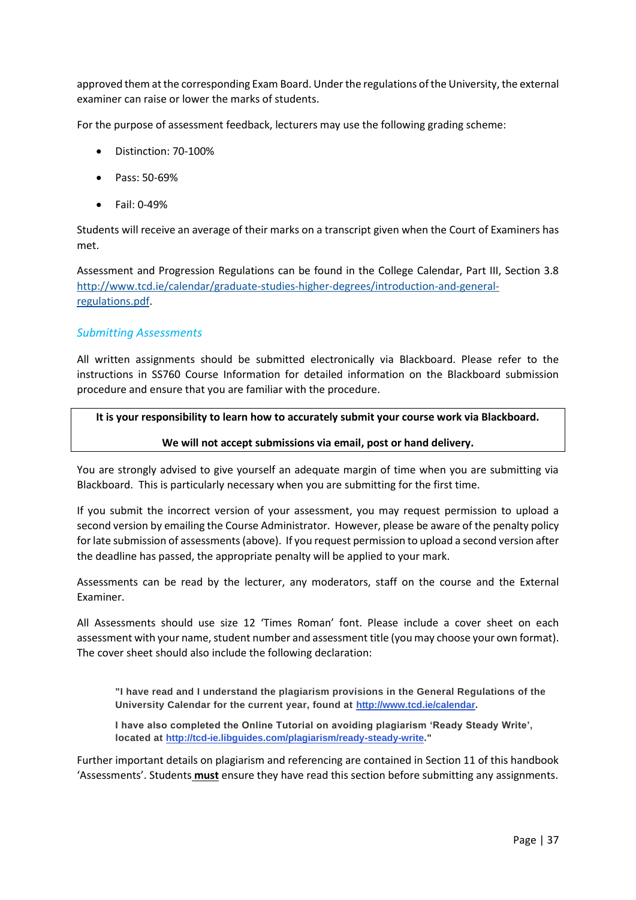approved them at the corresponding Exam Board. Under the regulations of the University, the external examiner can raise or lower the marks of students.

For the purpose of assessment feedback, lecturers may use the following grading scheme:

- Distinction: 70-100%
- Pass: 50-69%
- Fail: 0-49%

Students will receive an average of their marks on a transcript given when the Court of Examiners has met.

Assessment and Progression Regulations can be found in the College Calendar, Part III, Section 3.8 [http://www.tcd.ie/calendar/graduate-studies-higher-degrees/introduction-and-general-regulations.pdf](http://www.tcd.ie/calendar/graduate-studies-higher-degrees/introduction-and-general-regulations.pdf).

### *Submitting Assessments*

All written assignments should be submitted electronically via Blackboard. Please refer to the instructions in SS760 Course Information for detailed information on the Blackboard submission procedure and ensure that you are familiar with the procedure.

**It is your responsibility to learn how to accurately submit your course work via Blackboard.**

**We will not accept submissions via email, post or hand delivery.**

You are strongly advised to give yourself an adequate margin of time when you are submitting via Blackboard. This is particularly necessary when you are submitting for the first time.

If you submit the incorrect version of your assessment, you may request permission to upload a second version by emailing the Course Administrator. However, please be aware of the penalty policy for late submission of assessments (above). If you request permission to upload a second version after the deadline has passed, the appropriate penalty will be applied to your mark.

Assessments can be read by the lecturer, any moderators, staff on the course and the External Examiner.

All Assessments should use size 12 'Times Roman' font. Please include a cover sheet on each assessment with your name, student number and assessment title (you may choose your own format). The cover sheet should also include the following declaration:

> **"I have read and I understand the plagiarism provisions in the General Regulations of the University Calendar for the current year, found at [http://www.tcd.ie/calendar](http://www.tcd.ie/calendar).**
>
> **I have also completed the Online Tutorial on avoiding plagiarism 'Ready Steady Write', located at [http://tcd-ie.libguides.com/plagiarism/ready-steady-write](http://tcd-ie.libguides.com/plagiarism/ready-steady-write)."**

Further important details on plagiarism and referencing are contained in Section 11 of this handbook 'Assessments'. Students **must** ensure they have read this section before submitting any assignments.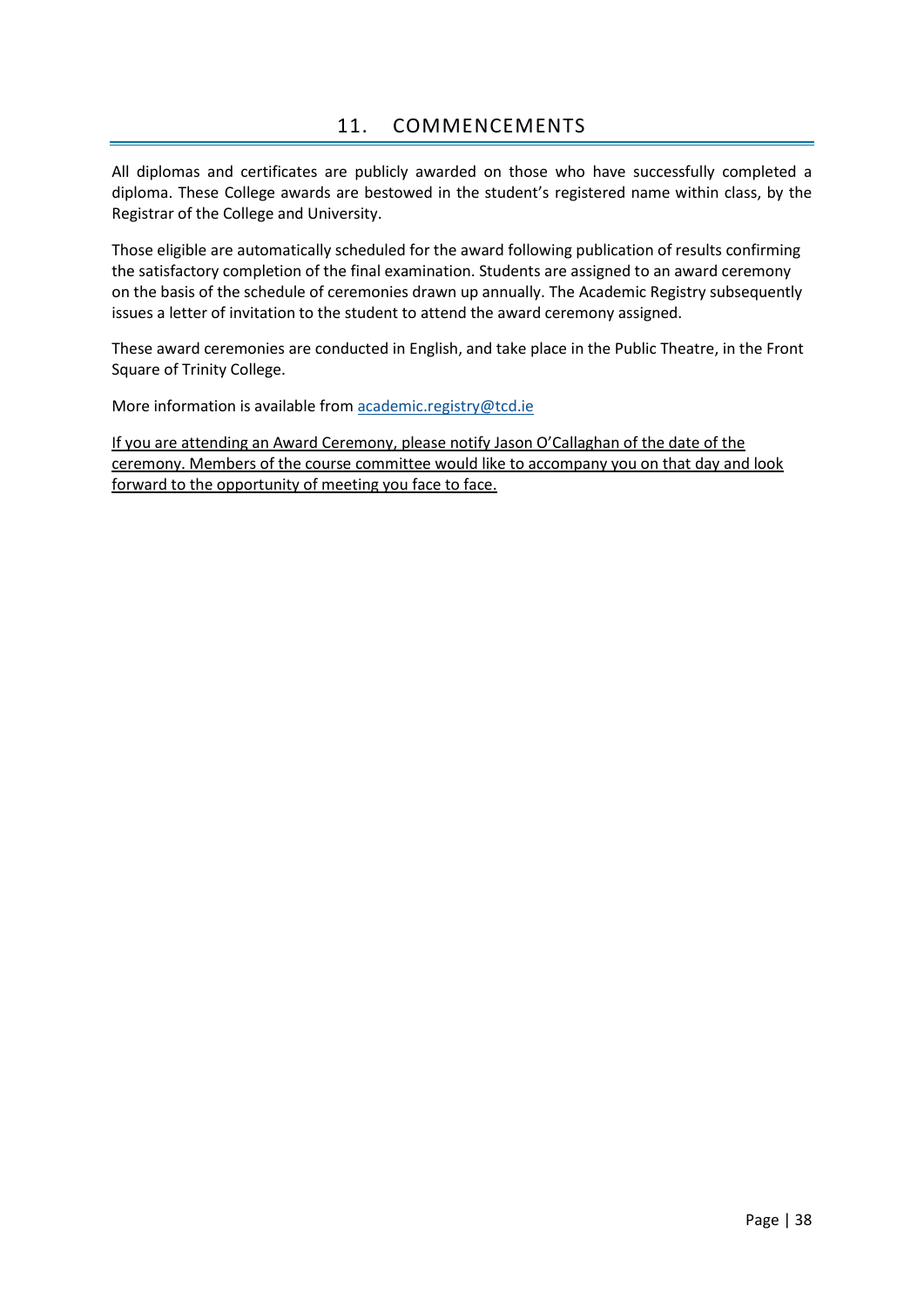# 11. COMMENCEMENTS

All diplomas and certificates are publicly awarded on those who have successfully completed a diploma. These College awards are bestowed in the student's registered name within class, by the Registrar of the College and University.

Those eligible are automatically scheduled for the award following publication of results confirming the satisfactory completion of the final examination. Students are assigned to an award ceremony on the basis of the schedule of ceremonies drawn up annually. The Academic Registry subsequently issues a letter of invitation to the student to attend the award ceremony assigned.

These award ceremonies are conducted in English, and take place in the Public Theatre, in the Front Square of Trinity College.

More information is available from academic.registry@tcd.ie

<u>If you are attending an Award Ceremony, please notify Jason O'Callaghan of the date of the ceremony. Members of the course committee would like to accompany you on that day and look forward to the opportunity of meeting you face to face.</u>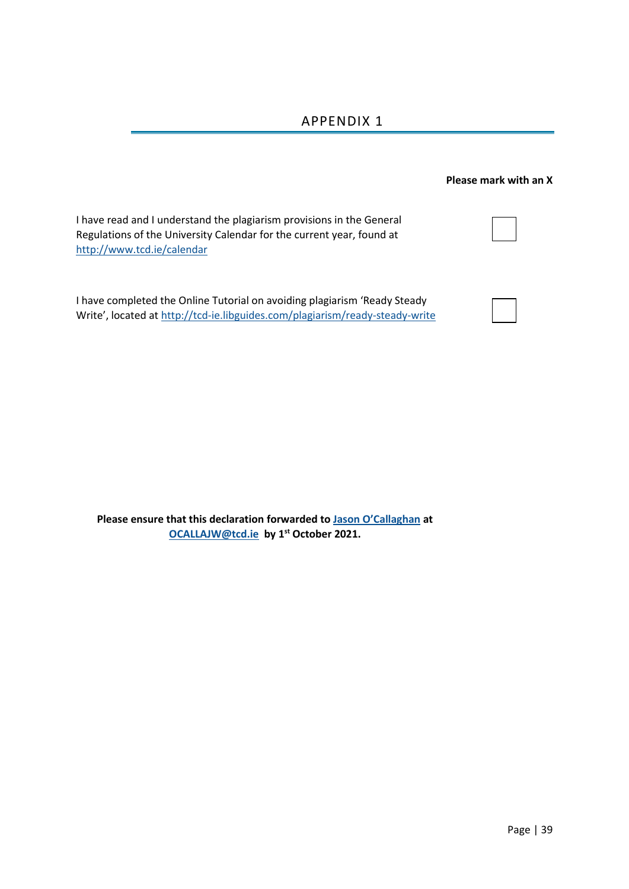# APPENDIX 1

**Please mark with an X**

| | |
|---|---|
| I have read and I understand the plagiarism provisions in the General Regulations of the University Calendar for the current year, found at http://www.tcd.ie/calendar | ☐ |
| I have completed the Online Tutorial on avoiding plagiarism 'Ready Steady Write', located at http://tcd-ie.libguides.com/plagiarism/ready-steady-write | ☐ |

**Please ensure that this declaration forwarded to Jason O'Callaghan at OCALLAJW@tcd.ie by 1st October 2021.**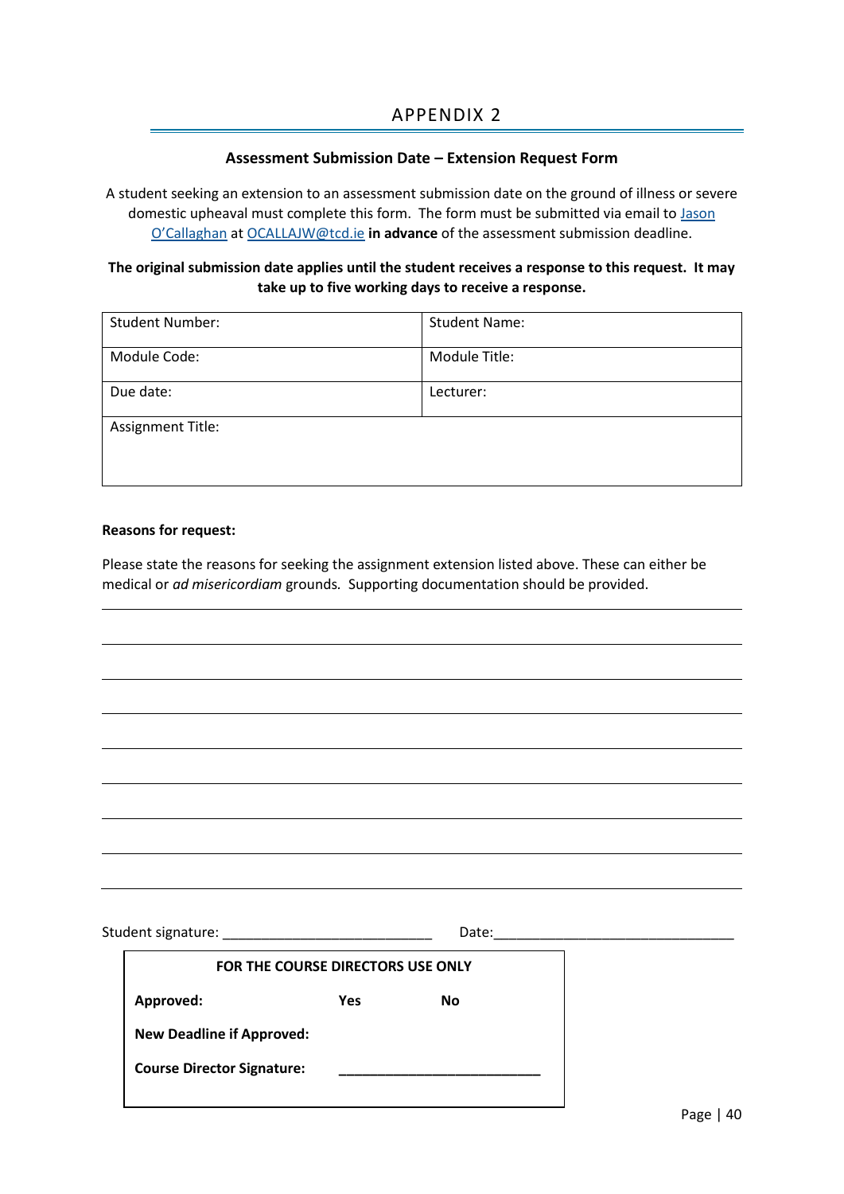# APPENDIX 2

**Assessment Submission Date – Extension Request Form**

A student seeking an extension to an assessment submission date on the ground of illness or severe domestic upheaval must complete this form. The form must be submitted via email to Jason O'Callaghan at OCALLAJW@tcd.ie **in advance** of the assessment submission deadline.

**The original submission date applies until the student receives a response to this request. It may take up to five working days to receive a response.**

| | |
|---|---|
| Student Number: | Student Name: |
| Module Code: | Module Title: |
| Due date: | Lecturer: |
| Assignment Title: | |

**Reasons for request:**

Please state the reasons for seeking the assignment extension listed above. These can either be medical or *ad misericordiam* grounds. Supporting documentation should be provided.

______________________________________________________________________________

______________________________________________________________________________

______________________________________________________________________________

______________________________________________________________________________

______________________________________________________________________________

______________________________________________________________________________

______________________________________________________________________________

______________________________________________________________________________

Student signature: ___________________________ Date:________________________________

| FOR THE COURSE DIRECTORS USE ONLY | | |
|---|---|---|
| **Approved:** | **Yes** | **No** |
| **New Deadline if Approved:** | | |
| **Course Director Signature:** | ___________________________ | |